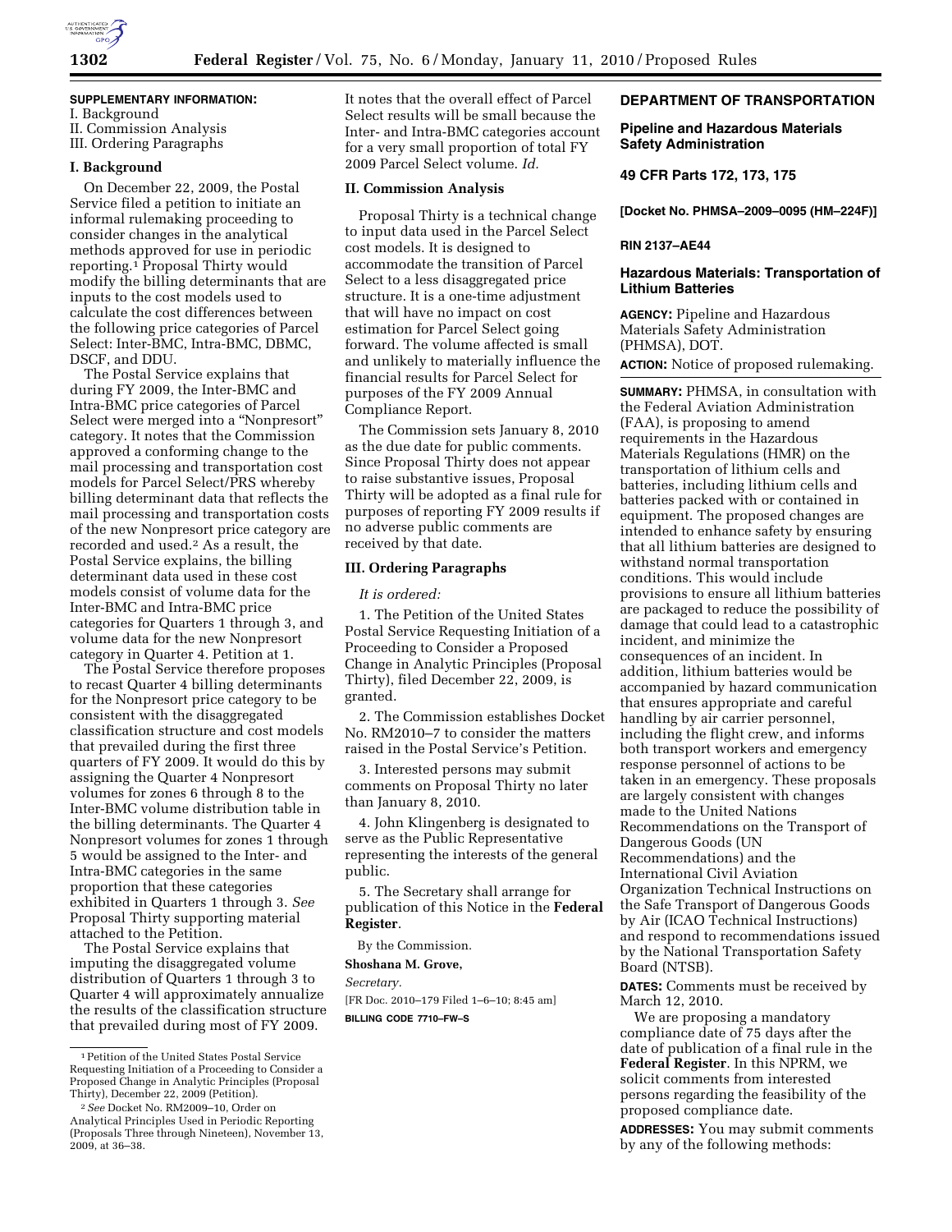**SUPPLEMENTARY INFORMATION:**

I. Background
II. Commission Analysis
III. Ordering Paragraphs

## I. Background

On December 22, 2009, the Postal Service filed a petition to initiate an informal rulemaking proceeding to consider changes in the analytical methods approved for use in periodic reporting.[1] Proposal Thirty would modify the billing determinants that are inputs to the cost models used to calculate the cost differences between the following price categories of Parcel Select: Inter-BMC, Intra-BMC, DBMC, DSCF, and DDU.

The Postal Service explains that during FY 2009, the Inter-BMC and Intra-BMC price categories of Parcel Select were merged into a "Nonpresort" category. It notes that the Commission approved a conforming change to the mail processing and transportation cost models for Parcel Select/PRS whereby billing determinant data that reflects the mail processing and transportation costs of the new Nonpresort price category are recorded and used.[2] As a result, the Postal Service explains, the billing determinant data used in these cost models consist of volume data for the Inter-BMC and Intra-BMC price categories for Quarters 1 through 3, and volume data for the new Nonpresort category in Quarter 4. Petition at 1.

The Postal Service therefore proposes to recast Quarter 4 billing determinants for the Nonpresort price category to be consistent with the disaggregated classification structure and cost models that prevailed during the first three quarters of FY 2009. It would do this by assigning the Quarter 4 Nonpresort volumes for zones 6 through 8 to the Inter-BMC volume distribution table in the billing determinants. The Quarter 4 Nonpresort volumes for zones 1 through 5 would be assigned to the Inter- and Intra-BMC categories in the same proportion that these categories exhibited in Quarters 1 through 3. *See* Proposal Thirty supporting material attached to the Petition.

The Postal Service explains that imputing the disaggregated volume distribution of Quarters 1 through 3 to Quarter 4 will approximately annualize the results of the classification structure that prevailed during most of FY 2009. It notes that the overall effect of Parcel Select results will be small because the Inter- and Intra-BMC categories account for a very small proportion of total FY 2009 Parcel Select volume. *Id.*

## II. Commission Analysis

Proposal Thirty is a technical change to input data used in the Parcel Select cost models. It is designed to accommodate the transition of Parcel Select to a less disaggregated price structure. It is a one-time adjustment that will have no impact on cost estimation for Parcel Select going forward. The volume affected is small and unlikely to materially influence the financial results for Parcel Select for purposes of the FY 2009 Annual Compliance Report.

The Commission sets January 8, 2010 as the due date for public comments. Since Proposal Thirty does not appear to raise substantive issues, Proposal Thirty will be adopted as a final rule for purposes of reporting FY 2009 results if no adverse public comments are received by that date.

## III. Ordering Paragraphs

*It is ordered:*

1. The Petition of the United States Postal Service Requesting Initiation of a Proceeding to Consider a Proposed Change in Analytic Principles (Proposal Thirty), filed December 22, 2009, is granted.

2. The Commission establishes Docket No. RM2010–7 to consider the matters raised in the Postal Service's Petition.

3. Interested persons may submit comments on Proposal Thirty no later than January 8, 2010.

4. John Klingenberg is designated to serve as the Public Representative representing the interests of the general public.

5. The Secretary shall arrange for publication of this Notice in the **Federal Register**.

By the Commission.

**Shoshana M. Grove,**

*Secretary.*

[FR Doc. 2010–179 Filed 1–6–10; 8:45 am]

**BILLING CODE 7710–FW–S**

[1] Petition of the United States Postal Service Requesting Initiation of a Proceeding to Consider a Proposed Change in Analytic Principles (Proposal Thirty), December 22, 2009 (Petition).

[2] *See* Docket No. RM2009–10, Order on Analytical Principles Used in Periodic Reporting (Proposals Three through Nineteen), November 13, 2009, at 36–38.

---

# DEPARTMENT OF TRANSPORTATION

## Pipeline and Hazardous Materials Safety Administration

### 49 CFR Parts 172, 173, 175

**[Docket No. PHMSA–2009–0095 (HM–224F)]**

**RIN 2137–AE44**

## Hazardous Materials: Transportation of Lithium Batteries

**AGENCY:** Pipeline and Hazardous Materials Safety Administration (PHMSA), DOT.

**ACTION:** Notice of proposed rulemaking.

**SUMMARY:** PHMSA, in consultation with the Federal Aviation Administration (FAA), is proposing to amend requirements in the Hazardous Materials Regulations (HMR) on the transportation of lithium cells and batteries, including lithium cells and batteries packed with or contained in equipment. The proposed changes are intended to enhance safety by ensuring that all lithium batteries are designed to withstand normal transportation conditions. This would include provisions to ensure all lithium batteries are packaged to reduce the possibility of damage that could lead to a catastrophic incident, and minimize the consequences of an incident. In addition, lithium batteries would be accompanied by hazard communication that ensures appropriate and careful handling by air carrier personnel, including the flight crew, and informs both transport workers and emergency response personnel of actions to be taken in an emergency. These proposals are largely consistent with changes made to the United Nations Recommendations on the Transport of Dangerous Goods (UN Recommendations) and the International Civil Aviation Organization Technical Instructions on the Safe Transport of Dangerous Goods by Air (ICAO Technical Instructions) and respond to recommendations issued by the National Transportation Safety Board (NTSB).

**DATES:** Comments must be received by March 12, 2010.

We are proposing a mandatory compliance date of 75 days after the date of publication of a final rule in the **Federal Register**. In this NPRM, we solicit comments from interested persons regarding the feasibility of the proposed compliance date.

**ADDRESSES:** You may submit comments by any of the following methods: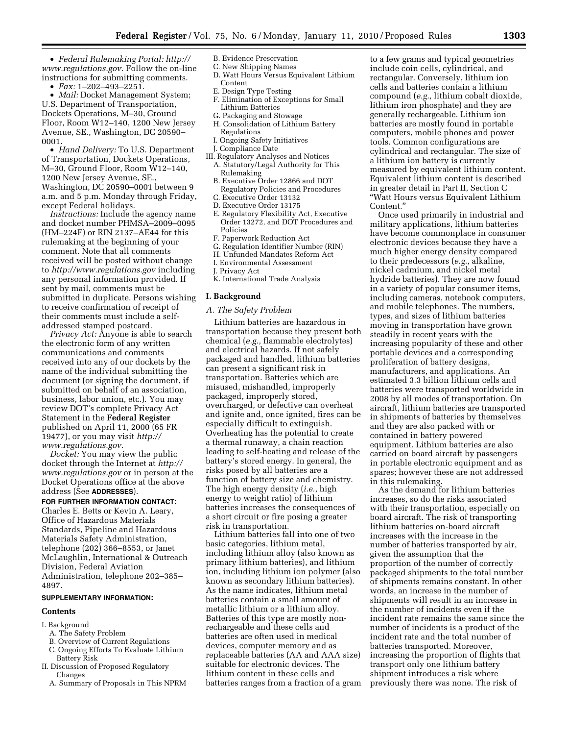- *Federal Rulemaking Portal: http://www.regulations.gov.* Follow the on-line instructions for submitting comments.
- *Fax:* 1–202–493–2251.
- *Mail:* Docket Management System; U.S. Department of Transportation, Dockets Operations, M–30, Ground Floor, Room W12–140, 1200 New Jersey Avenue, SE., Washington, DC 20590–0001.
- *Hand Delivery:* To U.S. Department of Transportation, Dockets Operations, M–30, Ground Floor, Room W12–140, 1200 New Jersey Avenue, SE., Washington, DC 20590–0001 between 9 a.m. and 5 p.m. Monday through Friday, except Federal holidays.

*Instructions:* Include the agency name and docket number PHMSA–2009–0095 (HM–224F) or RIN 2137–AE44 for this rulemaking at the beginning of your comment. Note that all comments received will be posted without change to *http://www.regulations.gov* including any personal information provided. If sent by mail, comments must be submitted in duplicate. Persons wishing to receive confirmation of receipt of their comments must include a self-addressed stamped postcard.

*Privacy Act:* Anyone is able to search the electronic form of any written communications and comments received into any of our dockets by the name of the individual submitting the document (or signing the document, if submitted on behalf of an association, business, labor union, etc.). You may review DOT's complete Privacy Act Statement in the **Federal Register** published on April 11, 2000 (65 FR 19477), or you may visit *http://www.regulations.gov.*

*Docket:* You may view the public docket through the Internet at *http://www.regulations.gov* or in person at the Docket Operations office at the above address (See **ADDRESSES**).

**FOR FURTHER INFORMATION CONTACT:** Charles E. Betts or Kevin A. Leary, Office of Hazardous Materials Standards, Pipeline and Hazardous Materials Safety Administration, telephone (202) 366–8553, or Janet McLaughlin, International & Outreach Division, Federal Aviation Administration, telephone 202–385–4897.

**SUPPLEMENTARY INFORMATION:**

**Contents**

I. Background
  A. The Safety Problem
  B. Overview of Current Regulations
  C. Ongoing Efforts To Evaluate Lithium Battery Risk
II. Discussion of Proposed Regulatory Changes
  A. Summary of Proposals in This NPRM
  B. Evidence Preservation
  C. New Shipping Names
  D. Watt Hours Versus Equivalent Lithium Content
  E. Design Type Testing
  F. Elimination of Exceptions for Small Lithium Batteries
  G. Packaging and Stowage
  H. Consolidation of Lithium Battery Regulations
  I. Ongoing Safety Initiatives
  J. Compliance Date
III. Regulatory Analyses and Notices
  A. Statutory/Legal Authority for This Rulemaking
  B. Executive Order 12866 and DOT Regulatory Policies and Procedures
  C. Executive Order 13132
  D. Executive Order 13175
  E. Regulatory Flexibility Act, Executive Order 13272, and DOT Procedures and Policies
  F. Paperwork Reduction Act
  G. Regulation Identifier Number (RIN)
  H. Unfunded Mandates Reform Act
  I. Environmental Assessment
  J. Privacy Act
  K. International Trade Analysis

## I. Background

### A. The Safety Problem

Lithium batteries are hazardous in transportation because they present both chemical (*e.g.,* flammable electrolytes) and electrical hazards. If not safely packaged and handled, lithium batteries can present a significant risk in transportation. Batteries which are misused, mishandled, improperly packaged, improperly stored, overcharged, or defective can overheat and ignite and, once ignited, fires can be especially difficult to extinguish. Overheating has the potential to create a thermal runaway, a chain reaction leading to self-heating and release of the battery's stored energy. In general, the risks posed by all batteries are a function of battery size and chemistry. The high energy density (*i.e.,* high energy to weight ratio) of lithium batteries increases the consequences of a short circuit or fire posing a greater risk in transportation.

Lithium batteries fall into one of two basic categories, lithium metal, including lithium alloy (also known as primary lithium batteries), and lithium ion, including lithium ion polymer (also known as secondary lithium batteries). As the name indicates, lithium metal batteries contain a small amount of metallic lithium or a lithium alloy. Batteries of this type are mostly non-rechargeable and these cells and batteries are often used in medical devices, computer memory and as replaceable batteries (AA and AAA size) suitable for electronic devices. The lithium content in these cells and batteries ranges from a fraction of a gram to a few grams and typical geometries include coin cells, cylindrical, and rectangular. Conversely, lithium ion cells and batteries contain a lithium compound (*e.g.,* lithium cobalt dioxide, lithium iron phosphate) and they are generally rechargeable. Lithium ion batteries are mostly found in portable computers, mobile phones and power tools. Common configurations are cylindrical and rectangular. The size of a lithium ion battery is currently measured by equivalent lithium content. Equivalent lithium content is described in greater detail in Part II, Section C "Watt Hours versus Equivalent Lithium Content."

Once used primarily in industrial and military applications, lithium batteries have become commonplace in consumer electronic devices because they have a much higher energy density compared to their predecessors (*e.g.,* alkaline, nickel cadmium, and nickel metal hydride batteries). They are now found in a variety of popular consumer items, including cameras, notebook computers, and mobile telephones. The numbers, types, and sizes of lithium batteries moving in transportation have grown steadily in recent years with the increasing popularity of these and other portable devices and a corresponding proliferation of battery designs, manufacturers, and applications. An estimated 3.3 billion lithium cells and batteries were transported worldwide in 2008 by all modes of transportation. On aircraft, lithium batteries are transported in shipments of batteries by themselves and they are also packed with or contained in battery powered equipment. Lithium batteries are also carried on board aircraft by passengers in portable electronic equipment and as spares; however these are not addressed in this rulemaking.

As the demand for lithium batteries increases, so do the risks associated with their transportation, especially on board aircraft. The risk of transporting lithium batteries on-board aircraft increases with the increase in the number of batteries transported by air, given the assumption that the proportion of the number of correctly packaged shipments to the total number of shipments remains constant. In other words, an increase in the number of shipments will result in an increase in the number of incidents even if the incident rate remains the same since the number of incidents is a product of the incident rate and the total number of batteries transported. Moreover, increasing the proportion of flights that transport only one lithium battery shipment introduces a risk where previously there was none. The risk of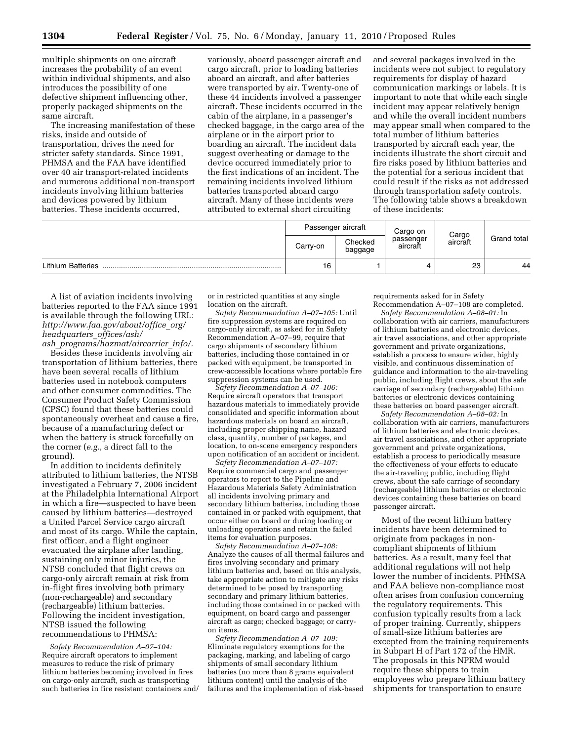multiple shipments on one aircraft increases the probability of an event within individual shipments, and also introduces the possibility of one defective shipment influencing other, properly packaged shipments on the same aircraft.

The increasing manifestation of these risks, inside and outside of transportation, drives the need for stricter safety standards. Since 1991, PHMSA and the FAA have identified over 40 air transport-related incidents and numerous additional non-transport incidents involving lithium batteries and devices powered by lithium batteries. These incidents occurred, variously, aboard passenger aircraft and cargo aircraft, prior to loading batteries aboard an aircraft, and after batteries were transported by air. Twenty-one of these 44 incidents involved a passenger aircraft. These incidents occurred in the cabin of the airplane, in a passenger's checked baggage, in the cargo area of the airplane or in the airport prior to boarding an aircraft. The incident data suggest overheating or damage to the device occurred immediately prior to the first indications of an incident. The remaining incidents involved lithium batteries transported aboard cargo aircraft. Many of these incidents were attributed to external short circuiting and several packages involved in the incidents were not subject to regulatory requirements for display of hazard communication markings or labels. It is important to note that while each single incident may appear relatively benign and while the overall incident numbers may appear small when compared to the total number of lithium batteries transported by aircraft each year, the incidents illustrate the short circuit and fire risks posed by lithium batteries and the potential for a serious incident that could result if the risks as not addressed through transportation safety controls. The following table shows a breakdown of these incidents:

| | Passenger aircraft | | Cargo on passenger aircraft | Cargo aircraft | Grand total |
|---|---|---|---|---|---|
| | Carry-on | Checked baggage | | | |
| Lithium Batteries | 16 | 1 | 4 | 23 | 44 |

A list of aviation incidents involving batteries reported to the FAA since 1991 is available through the following URL: *http://www.faa.gov/about/office_org/headquarters_offices/ash/ash_programs/hazmat/aircarrier_info/.*

Besides these incidents involving air transportation of lithium batteries, there have been several recalls of lithium batteries used in notebook computers and other consumer commodities. The Consumer Product Safety Commission (CPSC) found that these batteries could spontaneously overheat and cause a fire, because of a manufacturing defect or when the battery is struck forcefully on the corner (*e.g.,* a direct fall to the ground).

In addition to incidents definitely attributed to lithium batteries, the NTSB investigated a February 7, 2006 incident at the Philadelphia International Airport in which a fire—suspected to have been caused by lithium batteries—destroyed a United Parcel Service cargo aircraft and most of its cargo. While the captain, first officer, and a flight engineer evacuated the airplane after landing, sustaining only minor injuries, the NTSB concluded that flight crews on cargo-only aircraft remain at risk from in-flight fires involving both primary (non-rechargeable) and secondary (rechargeable) lithium batteries. Following the incident investigation, NTSB issued the following recommendations to PHMSA:

*Safety Recommendation A–07–104:* Require aircraft operators to implement measures to reduce the risk of primary lithium batteries becoming involved in fires on cargo-only aircraft, such as transporting such batteries in fire resistant containers and/or in restricted quantities at any single location on the aircraft.

*Safety Recommendation A–07–105:* Until fire suppression systems are required on cargo-only aircraft, as asked for in Safety Recommendation A–07–99, require that cargo shipments of secondary lithium batteries, including those contained in or packed with equipment, be transported in crew-accessible locations where portable fire suppression systems can be used.

*Safety Recommendation A–07–106:* Require aircraft operators that transport hazardous materials to immediately provide consolidated and specific information about hazardous materials on board an aircraft, including proper shipping name, hazard class, quantity, number of packages, and location, to on-scene emergency responders upon notification of an accident or incident.

*Safety Recommendation A–07–107:* Require commercial cargo and passenger operators to report to the Pipeline and Hazardous Materials Safety Administration all incidents involving primary and secondary lithium batteries, including those contained in or packed with equipment, that occur either on board or during loading or unloading operations and retain the failed items for evaluation purposes.

*Safety Recommendation A–07–108:* Analyze the causes of all thermal failures and fires involving secondary and primary lithium batteries and, based on this analysis, take appropriate action to mitigate any risks determined to be posed by transporting secondary and primary lithium batteries, including those contained in or packed with equipment, on board cargo and passenger aircraft as cargo; checked baggage; or carry-on items.

*Safety Recommendation A–07–109:* Eliminate regulatory exemptions for the packaging, marking, and labeling of cargo shipments of small secondary lithium batteries (no more than 8 grams equivalent lithium content) until the analysis of the failures and the implementation of risk-based requirements asked for in Safety Recommendation A–07–108 are completed.

*Safety Recommendation A–08–01:* In collaboration with air carriers, manufacturers of lithium batteries and electronic devices, air travel associations, and other appropriate government and private organizations, establish a process to ensure wider, highly visible, and continuous dissemination of guidance and information to the air-traveling public, including flight crews, about the safe carriage of secondary (rechargeable) lithium batteries or electronic devices containing these batteries on board passenger aircraft.

*Safety Recommendation A–08–02:* In collaboration with air carriers, manufacturers of lithium batteries and electronic devices, air travel associations, and other appropriate government and private organizations, establish a process to periodically measure the effectiveness of your efforts to educate the air-traveling public, including flight crews, about the safe carriage of secondary (rechargeable) lithium batteries or electronic devices containing these batteries on board passenger aircraft.

Most of the recent lithium battery incidents have been determined to originate from packages in non-compliant shipments of lithium batteries. As a result, many feel that additional regulations will not help lower the number of incidents. PHMSA and FAA believe non-compliance most often arises from confusion concerning the regulatory requirements. This confusion typically results from a lack of proper training. Currently, shippers of small-size lithium batteries are excepted from the training requirements in Subpart H of Part 172 of the HMR. The proposals in this NPRM would require these shippers to train employees who prepare lithium battery shipments for transportation to ensure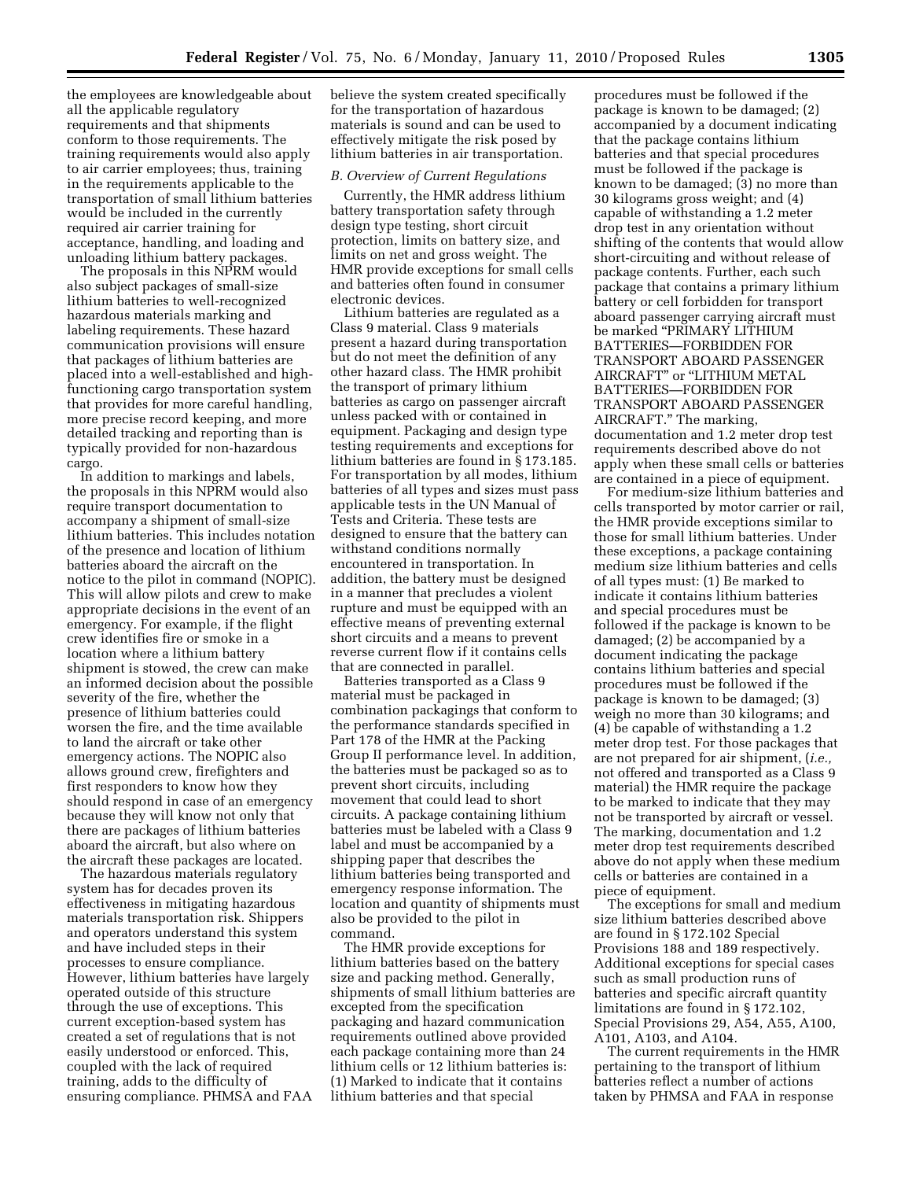the employees are knowledgeable about all the applicable regulatory requirements and that shipments conform to those requirements. The training requirements would also apply to air carrier employees; thus, training in the requirements applicable to the transportation of small lithium batteries would be included in the currently required air carrier training for acceptance, handling, and loading and unloading lithium battery packages.

The proposals in this NPRM would also subject packages of small-size lithium batteries to well-recognized hazardous materials marking and labeling requirements. These hazard communication provisions will ensure that packages of lithium batteries are placed into a well-established and high-functioning cargo transportation system that provides for more careful handling, more precise record keeping, and more detailed tracking and reporting than is typically provided for non-hazardous cargo.

In addition to markings and labels, the proposals in this NPRM would also require transport documentation to accompany a shipment of small-size lithium batteries. This includes notation of the presence and location of lithium batteries aboard the aircraft on the notice to the pilot in command (NOPIC). This will allow pilots and crew to make appropriate decisions in the event of an emergency. For example, if the flight crew identifies fire or smoke in a location where a lithium battery shipment is stowed, the crew can make an informed decision about the possible severity of the fire, whether the presence of lithium batteries could worsen the fire, and the time available to land the aircraft or take other emergency actions. The NOPIC also allows ground crew, firefighters and first responders to know how they should respond in case of an emergency because they will know not only that there are packages of lithium batteries aboard the aircraft, but also where on the aircraft these packages are located.

The hazardous materials regulatory system has for decades proven its effectiveness in mitigating hazardous materials transportation risk. Shippers and operators understand this system and have included steps in their processes to ensure compliance. However, lithium batteries have largely operated outside of this structure through the use of exceptions. This current exception-based system has created a set of regulations that is not easily understood or enforced. This, coupled with the lack of required training, adds to the difficulty of ensuring compliance. PHMSA and FAA believe the system created specifically for the transportation of hazardous materials is sound and can be used to effectively mitigate the risk posed by lithium batteries in air transportation.

### *B. Overview of Current Regulations*

Currently, the HMR address lithium battery transportation safety through design type testing, short circuit protection, limits on battery size, and limits on net and gross weight. The HMR provide exceptions for small cells and batteries often found in consumer electronic devices.

Lithium batteries are regulated as a Class 9 material. Class 9 materials present a hazard during transportation but do not meet the definition of any other hazard class. The HMR prohibit the transport of primary lithium batteries as cargo on passenger aircraft unless packed with or contained in equipment. Packaging and design type testing requirements and exceptions for lithium batteries are found in § 173.185. For transportation by all modes, lithium batteries of all types and sizes must pass applicable tests in the UN Manual of Tests and Criteria. These tests are designed to ensure that the battery can withstand conditions normally encountered in transportation. In addition, the battery must be designed in a manner that precludes a violent rupture and must be equipped with an effective means of preventing external short circuits and a means to prevent reverse current flow if it contains cells that are connected in parallel.

Batteries transported as a Class 9 material must be packaged in combination packagings that conform to the performance standards specified in Part 178 of the HMR at the Packing Group II performance level. In addition, the batteries must be packaged so as to prevent short circuits, including movement that could lead to short circuits. A package containing lithium batteries must be labeled with a Class 9 label and must be accompanied by a shipping paper that describes the lithium batteries being transported and emergency response information. The location and quantity of shipments must also be provided to the pilot in command.

The HMR provide exceptions for lithium batteries based on the battery size and packing method. Generally, shipments of small lithium batteries are excepted from the specification packaging and hazard communication requirements outlined above provided each package containing more than 24 lithium cells or 12 lithium batteries is: (1) Marked to indicate that it contains lithium batteries and that special procedures must be followed if the package is known to be damaged; (2) accompanied by a document indicating that the package contains lithium batteries and that special procedures must be followed if the package is known to be damaged; (3) no more than 30 kilograms gross weight; and (4) capable of withstanding a 1.2 meter drop test in any orientation without shifting of the contents that would allow short-circuiting and without release of package contents. Further, each such package that contains a primary lithium battery or cell forbidden for transport aboard passenger carrying aircraft must be marked "PRIMARY LITHIUM BATTERIES—FORBIDDEN FOR TRANSPORT ABOARD PASSENGER AIRCRAFT" or "LITHIUM METAL BATTERIES—FORBIDDEN FOR TRANSPORT ABOARD PASSENGER AIRCRAFT." The marking, documentation and 1.2 meter drop test requirements described above do not apply when these small cells or batteries are contained in a piece of equipment.

For medium-size lithium batteries and cells transported by motor carrier or rail, the HMR provide exceptions similar to those for small lithium batteries. Under these exceptions, a package containing medium size lithium batteries and cells of all types must: (1) Be marked to indicate it contains lithium batteries and special procedures must be followed if the package is known to be damaged; (2) be accompanied by a document indicating the package contains lithium batteries and special procedures must be followed if the package is known to be damaged; (3) weigh no more than 30 kilograms; and (4) be capable of withstanding a 1.2 meter drop test. For those packages that are not prepared for air shipment, (*i.e.,* not offered and transported as a Class 9 material) the HMR require the package to be marked to indicate that they may not be transported by aircraft or vessel. The marking, documentation and 1.2 meter drop test requirements described above do not apply when these medium cells or batteries are contained in a piece of equipment.

The exceptions for small and medium size lithium batteries described above are found in § 172.102 Special Provisions 188 and 189 respectively. Additional exceptions for special cases such as small production runs of batteries and specific aircraft quantity limitations are found in § 172.102, Special Provisions 29, A54, A55, A100, A101, A103, and A104.

The current requirements in the HMR pertaining to the transport of lithium batteries reflect a number of actions taken by PHMSA and FAA in response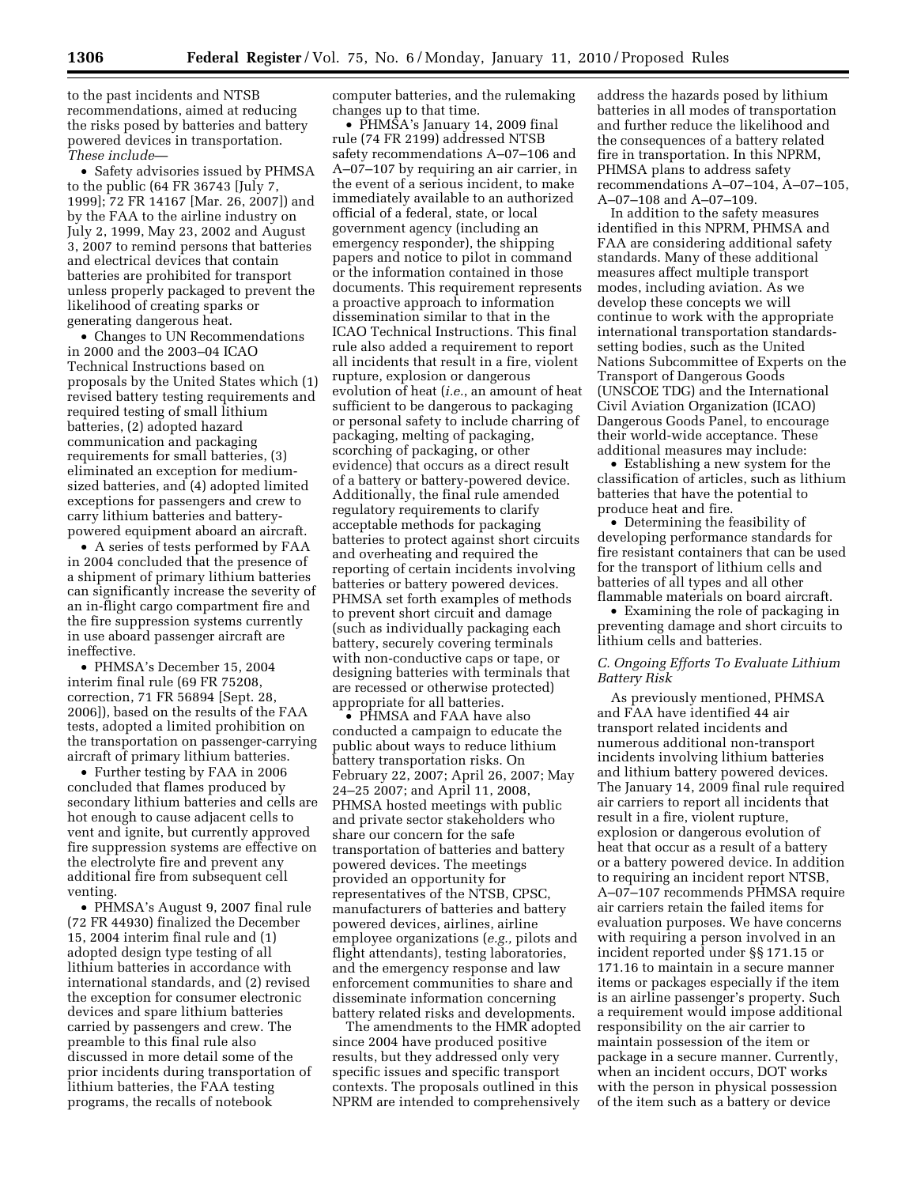to the past incidents and NTSB recommendations, aimed at reducing the risks posed by batteries and battery powered devices in transportation. *These include*—

- Safety advisories issued by PHMSA to the public (64 FR 36743 [July 7, 1999]; 72 FR 14167 [Mar. 26, 2007]) and by the FAA to the airline industry on July 2, 1999, May 23, 2002 and August 3, 2007 to remind persons that batteries and electrical devices that contain batteries are prohibited for transport unless properly packaged to prevent the likelihood of creating sparks or generating dangerous heat.
- Changes to UN Recommendations in 2000 and the 2003–04 ICAO Technical Instructions based on proposals by the United States which (1) revised battery testing requirements and required testing of small lithium batteries, (2) adopted hazard communication and packaging requirements for small batteries, (3) eliminated an exception for medium-sized batteries, and (4) adopted limited exceptions for passengers and crew to carry lithium batteries and battery-powered equipment aboard an aircraft.
- A series of tests performed by FAA in 2004 concluded that the presence of a shipment of primary lithium batteries can significantly increase the severity of an in-flight cargo compartment fire and the fire suppression systems currently in use aboard passenger aircraft are ineffective.
- PHMSA's December 15, 2004 interim final rule (69 FR 75208, correction, 71 FR 56894 [Sept. 28, 2006]), based on the results of the FAA tests, adopted a limited prohibition on the transportation on passenger-carrying aircraft of primary lithium batteries.
- Further testing by FAA in 2006 concluded that flames produced by secondary lithium batteries and cells are hot enough to cause adjacent cells to vent and ignite, but currently approved fire suppression systems are effective on the electrolyte fire and prevent any additional fire from subsequent cell venting.
- PHMSA's August 9, 2007 final rule (72 FR 44930) finalized the December 15, 2004 interim final rule and (1) adopted design type testing of all lithium batteries in accordance with international standards, and (2) revised the exception for consumer electronic devices and spare lithium batteries carried by passengers and crew. The preamble to this final rule also discussed in more detail some of the prior incidents during transportation of lithium batteries, the FAA testing programs, the recalls of notebook computer batteries, and the rulemaking changes up to that time.
- PHMSA's January 14, 2009 final rule (74 FR 2199) addressed NTSB safety recommendations A–07–106 and A–07–107 by requiring an air carrier, in the event of a serious incident, to make immediately available to an authorized official of a federal, state, or local government agency (including an emergency responder), the shipping papers and notice to pilot in command or the information contained in those documents. This requirement represents a proactive approach to information dissemination similar to that in the ICAO Technical Instructions. This final rule also added a requirement to report all incidents that result in a fire, violent rupture, explosion or dangerous evolution of heat (*i.e.*, an amount of heat sufficient to be dangerous to packaging or personal safety to include charring of packaging, melting of packaging, scorching of packaging, or other evidence) that occurs as a direct result of a battery or battery-powered device. Additionally, the final rule amended regulatory requirements to clarify acceptable methods for packaging batteries to protect against short circuits and overheating and required the reporting of certain incidents involving batteries or battery powered devices. PHMSA set forth examples of methods to prevent short circuit and damage (such as individually packaging each battery, securely covering terminals with non-conductive caps or tape, or designing batteries with terminals that are recessed or otherwise protected) appropriate for all batteries.
- PHMSA and FAA have also conducted a campaign to educate the public about ways to reduce lithium battery transportation risks. On February 22, 2007; April 26, 2007; May 24–25 2007; and April 11, 2008, PHMSA hosted meetings with public and private sector stakeholders who share our concern for the safe transportation of batteries and battery powered devices. The meetings provided an opportunity for representatives of the NTSB, CPSC, manufacturers of batteries and battery powered devices, airlines, airline employee organizations (*e.g.*, pilots and flight attendants), testing laboratories, and the emergency response and law enforcement communities to share and disseminate information concerning battery related risks and developments.

The amendments to the HMR adopted since 2004 have produced positive results, but they addressed only very specific issues and specific transport contexts. The proposals outlined in this NPRM are intended to comprehensively address the hazards posed by lithium batteries in all modes of transportation and further reduce the likelihood and the consequences of a battery related fire in transportation. In this NPRM, PHMSA plans to address safety recommendations A–07–104, A–07–105, A–07–108 and A–07–109.

In addition to the safety measures identified in this NPRM, PHMSA and FAA are considering additional safety standards. Many of these additional measures affect multiple transport modes, including aviation. As we develop these concepts we will continue to work with the appropriate international transportation standards-setting bodies, such as the United Nations Subcommittee of Experts on the Transport of Dangerous Goods (UNSCOE TDG) and the International Civil Aviation Organization (ICAO) Dangerous Goods Panel, to encourage their world-wide acceptance. These additional measures may include:

- Establishing a new system for the classification of articles, such as lithium batteries that have the potential to produce heat and fire.
- Determining the feasibility of developing performance standards for fire resistant containers that can be used for the transport of lithium cells and batteries of all types and all other flammable materials on board aircraft.
- Examining the role of packaging in preventing damage and short circuits to lithium cells and batteries.

### C. Ongoing Efforts To Evaluate Lithium Battery Risk

As previously mentioned, PHMSA and FAA have identified 44 air transport related incidents and numerous additional non-transport incidents involving lithium batteries and lithium battery powered devices. The January 14, 2009 final rule required air carriers to report all incidents that result in a fire, violent rupture, explosion or dangerous evolution of heat that occur as a result of a battery or a battery powered device. In addition to requiring an incident report NTSB, A–07–107 recommends PHMSA require air carriers retain the failed items for evaluation purposes. We have concerns with requiring a person involved in an incident reported under §§ 171.15 or 171.16 to maintain in a secure manner items or packages especially if the item is an airline passenger's property. Such a requirement would impose additional responsibility on the air carrier to maintain possession of the item or package in a secure manner. Currently, when an incident occurs, DOT works with the person in physical possession of the item such as a battery or device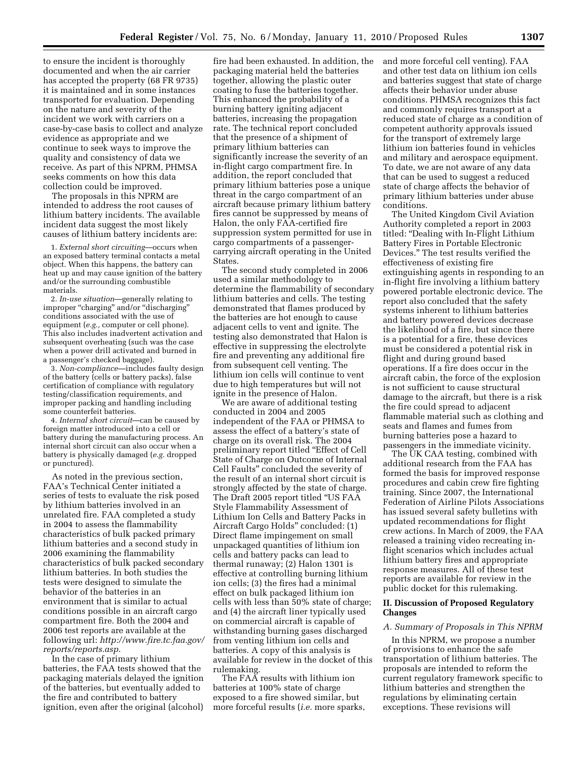to ensure the incident is thoroughly documented and when the air carrier has accepted the property (68 FR 9735) it is maintained and in some instances transported for evaluation. Depending on the nature and severity of the incident we work with carriers on a case-by-case basis to collect and analyze evidence as appropriate and we continue to seek ways to improve the quality and consistency of data we receive. As part of this NPRM, PHMSA seeks comments on how this data collection could be improved.

The proposals in this NPRM are intended to address the root causes of lithium battery incidents. The available incident data suggest the most likely causes of lithium battery incidents are:

1. *External short circuiting*—occurs when an exposed battery terminal contacts a metal object. When this happens, the battery can heat up and may cause ignition of the battery and/or the surrounding combustible materials.

2. *In-use situation*—generally relating to improper "charging" and/or "discharging" conditions associated with the use of equipment (*e.g.,* computer or cell phone). This also includes inadvertent activation and subsequent overheating (such was the case when a power drill activated and burned in a passenger's checked baggage).

3. *Non-compliance*—includes faulty design of the battery (cells or battery packs), false certification of compliance with regulatory testing/classification requirements, and improper packing and handling including some counterfeit batteries.

4. *Internal short circuit*—can be caused by foreign matter introduced into a cell or battery during the manufacturing process. An internal short circuit can also occur when a battery is physically damaged (*e.g.* dropped or punctured).

As noted in the previous section, FAA's Technical Center initiated a series of tests to evaluate the risk posed by lithium batteries involved in an unrelated fire. FAA completed a study in 2004 to assess the flammability characteristics of bulk packed primary lithium batteries and a second study in 2006 examining the flammability characteristics of bulk packed secondary lithium batteries. In both studies the tests were designed to simulate the behavior of the batteries in an environment that is similar to actual conditions possible in an aircraft cargo compartment fire. Both the 2004 and 2006 test reports are available at the following url: *http://www.fire.tc.faa.gov/reports/reports.asp*.

In the case of primary lithium batteries, the FAA tests showed that the packaging materials delayed the ignition of the batteries, but eventually added to the fire and contributed to battery ignition, even after the original (alcohol) fire had been exhausted. In addition, the packaging material held the batteries together, allowing the plastic outer coating to fuse the batteries together. This enhanced the probability of a burning battery igniting adjacent batteries, increasing the propagation rate. The technical report concluded that the presence of a shipment of primary lithium batteries can significantly increase the severity of an in-flight cargo compartment fire. In addition, the report concluded that primary lithium batteries pose a unique threat in the cargo compartment of an aircraft because primary lithium battery fires cannot be suppressed by means of Halon, the only FAA-certified fire suppression system permitted for use in cargo compartments of a passenger-carrying aircraft operating in the United States.

The second study completed in 2006 used a similar methodology to determine the flammability of secondary lithium batteries and cells. The testing demonstrated that flames produced by the batteries are hot enough to cause adjacent cells to vent and ignite. The testing also demonstrated that Halon is effective in suppressing the electrolyte fire and preventing any additional fire from subsequent cell venting. The lithium ion cells will continue to vent due to high temperatures but will not ignite in the presence of Halon.

We are aware of additional testing conducted in 2004 and 2005 independent of the FAA or PHMSA to assess the effect of a battery's state of charge on its overall risk. The 2004 preliminary report titled "Effect of Cell State of Charge on Outcome of Internal Cell Faults" concluded the severity of the result of an internal short circuit is strongly affected by the state of charge. The Draft 2005 report titled "US FAA Style Flammability Assessment of Lithium Ion Cells and Battery Packs in Aircraft Cargo Holds" concluded: (1) Direct flame impingement on small unpackaged quantities of lithium ion cells and battery packs can lead to thermal runaway; (2) Halon 1301 is effective at controlling burning lithium ion cells; (3) the fires had a minimal effect on bulk packaged lithium ion cells with less than 50% state of charge; and (4) the aircraft liner typically used on commercial aircraft is capable of withstanding burning gases discharged from venting lithium ion cells and batteries. A copy of this analysis is available for review in the docket of this rulemaking.

The FAA results with lithium ion batteries at 100% state of charge exposed to a fire showed similar, but more forceful results (*i.e.* more sparks, and more forceful cell venting). FAA and other test data on lithium ion cells and batteries suggest that state of charge affects their behavior under abuse conditions. PHMSA recognizes this fact and commonly requires transport at a reduced state of charge as a condition of competent authority approvals issued for the transport of extremely large lithium ion batteries found in vehicles and military and aerospace equipment. To date, we are not aware of any data that can be used to suggest a reduced state of charge affects the behavior of primary lithium batteries under abuse conditions.

The United Kingdom Civil Aviation Authority completed a report in 2003 titled: "Dealing with In-Flight Lithium Battery Fires in Portable Electronic Devices." The test results verified the effectiveness of existing fire extinguishing agents in responding to an in-flight fire involving a lithium battery powered portable electronic device. The report also concluded that the safety systems inherent to lithium batteries and battery powered devices decrease the likelihood of a fire, but since there is a potential for a fire, these devices must be considered a potential risk in flight and during ground based operations. If a fire does occur in the aircraft cabin, the force of the explosion is not sufficient to cause structural damage to the aircraft, but there is a risk the fire could spread to adjacent flammable material such as clothing and seats and flames and fumes from burning batteries pose a hazard to passengers in the immediate vicinity.

The UK CAA testing, combined with additional research from the FAA has formed the basis for improved response procedures and cabin crew fire fighting training. Since 2007, the International Federation of Airline Pilots Associations has issued several safety bulletins with updated recommendations for flight crew actions. In March of 2009, the FAA released a training video recreating in-flight scenarios which includes actual lithium battery fires and appropriate response measures. All of these test reports are available for review in the public docket for this rulemaking.

## II. Discussion of Proposed Regulatory Changes

### A. Summary of Proposals in This NPRM

In this NPRM, we propose a number of provisions to enhance the safe transportation of lithium batteries. The proposals are intended to reform the current regulatory framework specific to lithium batteries and strengthen the regulations by eliminating certain exceptions. These revisions will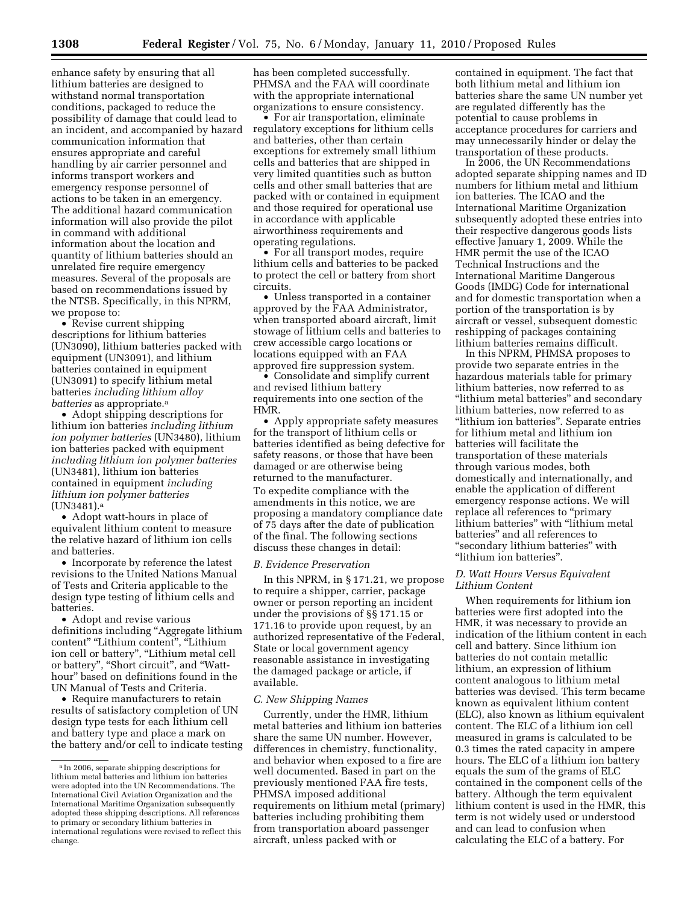enhance safety by ensuring that all lithium batteries are designed to withstand normal transportation conditions, packaged to reduce the possibility of damage that could lead to an incident, and accompanied by hazard communication information that ensures appropriate and careful handling by air carrier personnel and informs transport workers and emergency response personnel of actions to be taken in an emergency. The additional hazard communication information will also provide the pilot in command with additional information about the location and quantity of lithium batteries should an unrelated fire require emergency measures. Several of the proposals are based on recommendations issued by the NTSB. Specifically, in this NPRM, we propose to:

- Revise current shipping descriptions for lithium batteries (UN3090), lithium batteries packed with equipment (UN3091), and lithium batteries contained in equipment (UN3091) to specify lithium metal batteries *including lithium alloy batteries* as appropriate.[a]
- Adopt shipping descriptions for lithium ion batteries *including lithium ion polymer batteries* (UN3480), lithium ion batteries packed with equipment *including lithium ion polymer batteries* (UN3481), lithium ion batteries contained in equipment *including lithium ion polymer batteries* (UN3481).[a]
- Adopt watt-hours in place of equivalent lithium content to measure the relative hazard of lithium ion cells and batteries.
- Incorporate by reference the latest revisions to the United Nations Manual of Tests and Criteria applicable to the design type testing of lithium cells and batteries.
- Adopt and revise various definitions including "Aggregate lithium content" "Lithium content", "Lithium ion cell or battery", "Lithium metal cell or battery", "Short circuit", and "Watt-hour" based on definitions found in the UN Manual of Tests and Criteria.
- Require manufacturers to retain results of satisfactory completion of UN design type tests for each lithium cell and battery type and place a mark on the battery and/or cell to indicate testing has been completed successfully. PHMSA and the FAA will coordinate with the appropriate international organizations to ensure consistency.
- For air transportation, eliminate regulatory exceptions for lithium cells and batteries, other than certain exceptions for extremely small lithium cells and batteries that are shipped in very limited quantities such as button cells and other small batteries that are packed with or contained in equipment and those required for operational use in accordance with applicable airworthiness requirements and operating regulations.
- For all transport modes, require lithium cells and batteries to be packed to protect the cell or battery from short circuits.
- Unless transported in a container approved by the FAA Administrator, when transported aboard aircraft, limit stowage of lithium cells and batteries to crew accessible cargo locations or locations equipped with an FAA approved fire suppression system.
- Consolidate and simplify current and revised lithium battery requirements into one section of the HMR.
- Apply appropriate safety measures for the transport of lithium cells or batteries identified as being defective for safety reasons, or those that have been damaged or are otherwise being returned to the manufacturer.

To expedite compliance with the amendments in this notice, we are proposing a mandatory compliance date of 75 days after the date of publication of the final. The following sections discuss these changes in detail:

### *B. Evidence Preservation*

In this NPRM, in § 171.21, we propose to require a shipper, carrier, package owner or person reporting an incident under the provisions of §§ 171.15 or 171.16 to provide upon request, by an authorized representative of the Federal, State or local government agency reasonable assistance in investigating the damaged package or article, if available.

### *C. New Shipping Names*

Currently, under the HMR, lithium metal batteries and lithium ion batteries share the same UN number. However, differences in chemistry, functionality, and behavior when exposed to a fire are well documented. Based in part on the previously mentioned FAA fire tests, PHMSA imposed additional requirements on lithium metal (primary) batteries including prohibiting them from transportation aboard passenger aircraft, unless packed with or contained in equipment. The fact that both lithium metal and lithium ion batteries share the same UN number yet are regulated differently has the potential to cause problems in acceptance procedures for carriers and may unnecessarily hinder or delay the transportation of these products.

In 2006, the UN Recommendations adopted separate shipping names and ID numbers for lithium metal and lithium ion batteries. The ICAO and the International Maritime Organization subsequently adopted these entries into their respective dangerous goods lists effective January 1, 2009. While the HMR permit the use of the ICAO Technical Instructions and the International Maritime Dangerous Goods (IMDG) Code for international and for domestic transportation when a portion of the transportation is by aircraft or vessel, subsequent domestic reshipping of packages containing lithium batteries remains difficult.

In this NPRM, PHMSA proposes to provide two separate entries in the hazardous materials table for primary lithium batteries, now referred to as "lithium metal batteries" and secondary lithium batteries, now referred to as "lithium ion batteries". Separate entries for lithium metal and lithium ion batteries will facilitate the transportation of these materials through various modes, both domestically and internationally, and enable the application of different emergency response actions. We will replace all references to "primary lithium batteries" with "lithium metal batteries" and all references to "secondary lithium batteries" with "lithium ion batteries".

### *D. Watt Hours Versus Equivalent Lithium Content*

When requirements for lithium ion batteries were first adopted into the HMR, it was necessary to provide an indication of the lithium content in each cell and battery. Since lithium ion batteries do not contain metallic lithium, an expression of lithium content analogous to lithium metal batteries was devised. This term became known as equivalent lithium content (ELC), also known as lithium equivalent content. The ELC of a lithium ion cell measured in grams is calculated to be 0.3 times the rated capacity in ampere hours. The ELC of a lithium ion battery equals the sum of the grams of ELC contained in the component cells of the battery. Although the term equivalent lithium content is used in the HMR, this term is not widely used or understood and can lead to confusion when calculating the ELC of a battery. For

[a] In 2006, separate shipping descriptions for lithium metal batteries and lithium ion batteries were adopted into the UN Recommendations. The International Civil Aviation Organization and the International Maritime Organization subsequently adopted these shipping descriptions. All references to primary or secondary lithium batteries in international regulations were revised to reflect this change.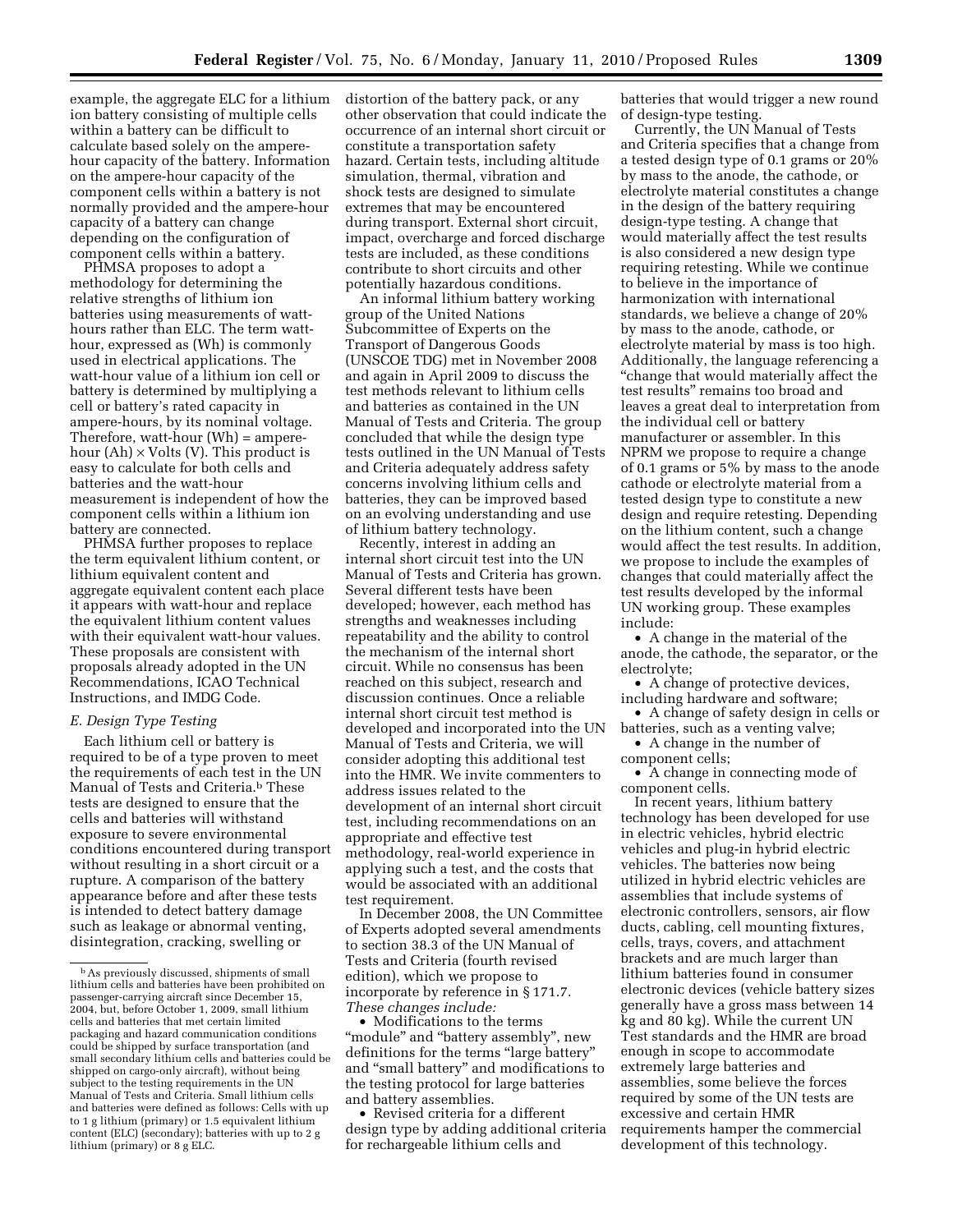example, the aggregate ELC for a lithium ion battery consisting of multiple cells within a battery can be difficult to calculate based solely on the ampere-hour capacity of the battery. Information on the ampere-hour capacity of the component cells within a battery is not normally provided and the ampere-hour capacity of a battery can change depending on the configuration of component cells within a battery.

PHMSA proposes to adopt a methodology for determining the relative strengths of lithium ion batteries using measurements of watt-hours rather than ELC. The term watt-hour, expressed as (Wh) is commonly used in electrical applications. The watt-hour value of a lithium ion cell or battery is determined by multiplying a cell or battery's rated capacity in ampere-hours, by its nominal voltage. Therefore, watt-hour (Wh) = ampere-hour (Ah) × Volts (V). This product is easy to calculate for both cells and batteries and the watt-hour measurement is independent of how the component cells within a lithium ion battery are connected.

PHMSA further proposes to replace the term equivalent lithium content, or lithium equivalent content and aggregate equivalent content each place it appears with watt-hour and replace the equivalent lithium content values with their equivalent watt-hour values. These proposals are consistent with proposals already adopted in the UN Recommendations, ICAO Technical Instructions, and IMDG Code.

*E. Design Type Testing*

Each lithium cell or battery is required to be of a type proven to meet the requirements of each test in the UN Manual of Tests and Criteria.[b] These tests are designed to ensure that the cells and batteries will withstand exposure to severe environmental conditions encountered during transport without resulting in a short circuit or a rupture. A comparison of the battery appearance before and after these tests is intended to detect battery damage such as leakage or abnormal venting, disintegration, cracking, swelling or distortion of the battery pack, or any other observation that could indicate the occurrence of an internal short circuit or constitute a transportation safety hazard. Certain tests, including altitude simulation, thermal, vibration and shock tests are designed to simulate extremes that may be encountered during transport. External short circuit, impact, overcharge and forced discharge tests are included, as these conditions contribute to short circuits and other potentially hazardous conditions.

An informal lithium battery working group of the United Nations Subcommittee of Experts on the Transport of Dangerous Goods (UNSCOE TDG) met in November 2008 and again in April 2009 to discuss the test methods relevant to lithium cells and batteries as contained in the UN Manual of Tests and Criteria. The group concluded that while the design type tests outlined in the UN Manual of Tests and Criteria adequately address safety concerns involving lithium cells and batteries, they can be improved based on an evolving understanding and use of lithium battery technology.

Recently, interest in adding an internal short circuit test into the UN Manual of Tests and Criteria has grown. Several different tests have been developed; however, each method has strengths and weaknesses including repeatability and the ability to control the mechanism of the internal short circuit. While no consensus has been reached on this subject, research and discussion continues. Once a reliable internal short circuit test method is developed and incorporated into the UN Manual of Tests and Criteria, we will consider adopting this additional test into the HMR. We invite commenters to address issues related to the development of an internal short circuit test, including recommendations on an appropriate and effective test methodology, real-world experience in applying such a test, and the costs that would be associated with an additional test requirement.

In December 2008, the UN Committee of Experts adopted several amendments to section 38.3 of the UN Manual of Tests and Criteria (fourth revised edition), which we propose to incorporate by reference in § 171.7. *These changes include:*

- Modifications to the terms "module" and "battery assembly", new definitions for the terms "large battery" and "small battery" and modifications to the testing protocol for large batteries and battery assemblies.
- Revised criteria for a different design type by adding additional criteria for rechargeable lithium cells and batteries that would trigger a new round of design-type testing.

Currently, the UN Manual of Tests and Criteria specifies that a change from a tested design type of 0.1 grams or 20% by mass to the anode, the cathode, or electrolyte material constitutes a change in the design of the battery requiring design-type testing. A change that would materially affect the test results is also considered a new design type requiring retesting. While we continue to believe in the importance of harmonization with international standards, we believe a change of 20% by mass to the anode, cathode, or electrolyte material by mass is too high. Additionally, the language referencing a "change that would materially affect the test results" remains too broad and leaves a great deal to interpretation from the individual cell or battery manufacturer or assembler. In this NPRM we propose to require a change of 0.1 grams or 5% by mass to the anode cathode or electrolyte material from a tested design type to constitute a new design and require retesting. Depending on the lithium content, such a change would affect the test results. In addition, we propose to include the examples of changes that could materially affect the test results developed by the informal UN working group. These examples include:

- A change in the material of the anode, the cathode, the separator, or the electrolyte;
- A change of protective devices, including hardware and software;
- A change of safety design in cells or batteries, such as a venting valve;
- A change in the number of component cells;
- A change in connecting mode of component cells.

In recent years, lithium battery technology has been developed for use in electric vehicles, hybrid electric vehicles and plug-in hybrid electric vehicles. The batteries now being utilized in hybrid electric vehicles are assemblies that include systems of electronic controllers, sensors, air flow ducts, cabling, cell mounting fixtures, cells, trays, covers, and attachment brackets and are much larger than lithium batteries found in consumer electronic devices (vehicle battery sizes generally have a gross mass between 14 kg and 80 kg). While the current UN Test standards and the HMR are broad enough in scope to accommodate extremely large batteries and assemblies, some believe the forces required by some of the UN tests are excessive and certain HMR requirements hamper the commercial development of this technology.

[b] As previously discussed, shipments of small lithium cells and batteries have been prohibited on passenger-carrying aircraft since December 15, 2004, but, before October 1, 2009, small lithium cells and batteries that met certain limited packaging and hazard communication conditions could be shipped by surface transportation (and small secondary lithium cells and batteries could be shipped on cargo-only aircraft), without being subject to the testing requirements in the UN Manual of Tests and Criteria. Small lithium cells and batteries were defined as follows: Cells with up to 1 g lithium (primary) or 1.5 equivalent lithium content (ELC) (secondary); batteries with up to 2 g lithium (primary) or 8 g ELC.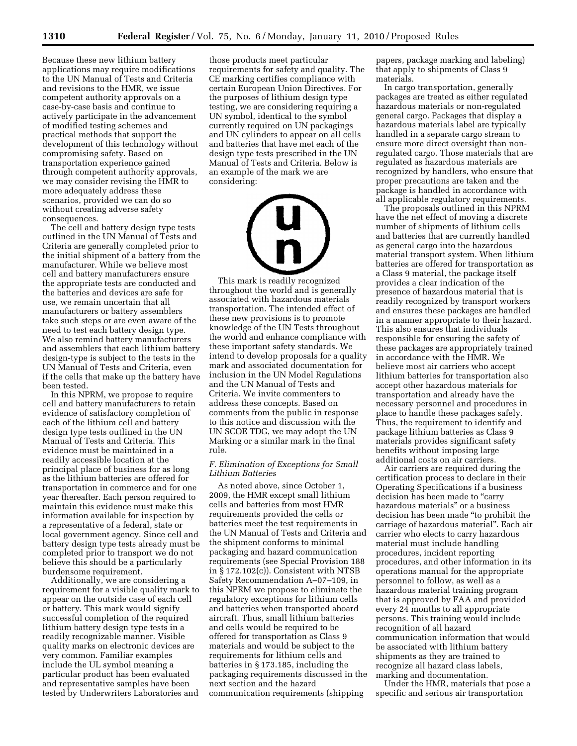Because these new lithium battery applications may require modifications to the UN Manual of Tests and Criteria and revisions to the HMR, we issue competent authority approvals on a case-by-case basis and continue to actively participate in the advancement of modified testing schemes and practical methods that support the development of this technology without compromising safety. Based on transportation experience gained through competent authority approvals, we may consider revising the HMR to more adequately address these scenarios, provided we can do so without creating adverse safety consequences.

The cell and battery design type tests outlined in the UN Manual of Tests and Criteria are generally completed prior to the initial shipment of a battery from the manufacturer. While we believe most cell and battery manufacturers ensure the appropriate tests are conducted and the batteries and devices are safe for use, we remain uncertain that all manufacturers or battery assemblers take such steps or are even aware of the need to test each battery design type. We also remind battery manufacturers and assemblers that each lithium battery design-type is subject to the tests in the UN Manual of Tests and Criteria, even if the cells that make up the battery have been tested.

In this NPRM, we propose to require cell and battery manufacturers to retain evidence of satisfactory completion of each of the lithium cell and battery design type tests outlined in the UN Manual of Tests and Criteria. This evidence must be maintained in a readily accessible location at the principal place of business for as long as the lithium batteries are offered for transportation in commerce and for one year thereafter. Each person required to maintain this evidence must make this information available for inspection by a representative of a federal, state or local government agency. Since cell and battery design type tests already must be completed prior to transport we do not believe this should be a particularly burdensome requirement.

Additionally, we are considering a requirement for a visible quality mark to appear on the outside case of each cell or battery. This mark would signify successful completion of the required lithium battery design type tests in a readily recognizable manner. Visible quality marks on electronic devices are very common. Familiar examples include the UL symbol meaning a particular product has been evaluated and representative samples have been tested by Underwriters Laboratories and those products meet particular requirements for safety and quality. The CE marking certifies compliance with certain European Union Directives. For the purposes of lithium design type testing, we are considering requiring a UN symbol, identical to the symbol currently required on UN packagings and UN cylinders to appear on all cells and batteries that have met each of the design type tests prescribed in the UN Manual of Tests and Criteria. Below is an example of the mark we are considering:

This mark is readily recognized throughout the world and is generally associated with hazardous materials transportation. The intended effect of these new provisions is to promote knowledge of the UN Tests throughout the world and enhance compliance with these important safety standards. We intend to develop proposals for a quality mark and associated documentation for inclusion in the UN Model Regulations and the UN Manual of Tests and Criteria. We invite commenters to address these concepts. Based on comments from the public in response to this notice and discussion with the UN SCOE TDG, we may adopt the UN Marking or a similar mark in the final rule.

### *F. Elimination of Exceptions for Small Lithium Batteries*

As noted above, since October 1, 2009, the HMR except small lithium cells and batteries from most HMR requirements provided the cells or batteries meet the test requirements in the UN Manual of Tests and Criteria and the shipment conforms to minimal packaging and hazard communication requirements (see Special Provision 188 in § 172.102(c)). Consistent with NTSB Safety Recommendation A–07–109, in this NPRM we propose to eliminate the regulatory exceptions for lithium cells and batteries when transported aboard aircraft. Thus, small lithium batteries and cells would be required to be offered for transportation as Class 9 materials and would be subject to the requirements for lithium cells and batteries in § 173.185, including the packaging requirements discussed in the next section and the hazard communication requirements (shipping papers, package marking and labeling) that apply to shipments of Class 9 materials.

In cargo transportation, generally packages are treated as either regulated hazardous materials or non-regulated general cargo. Packages that display a hazardous materials label are typically handled in a separate cargo stream to ensure more direct oversight than non-regulated cargo. Those materials that are regulated as hazardous materials are recognized by handlers, who ensure that proper precautions are taken and the package is handled in accordance with all applicable regulatory requirements.

The proposals outlined in this NPRM have the net effect of moving a discrete number of shipments of lithium cells and batteries that are currently handled as general cargo into the hazardous material transport system. When lithium batteries are offered for transportation as a Class 9 material, the package itself provides a clear indication of the presence of hazardous material that is readily recognized by transport workers and ensures these packages are handled in a manner appropriate to their hazard. This also ensures that individuals responsible for ensuring the safety of these packages are appropriately trained in accordance with the HMR. We believe most air carriers who accept lithium batteries for transportation also accept other hazardous materials for transportation and already have the necessary personnel and procedures in place to handle these packages safely. Thus, the requirement to identify and package lithium batteries as Class 9 materials provides significant safety benefits without imposing large additional costs on air carriers.

Air carriers are required during the certification process to declare in their Operating Specifications if a business decision has been made to "carry hazardous materials" or a business decision has been made "to prohibit the carriage of hazardous material". Each air carrier who elects to carry hazardous material must include handling procedures, incident reporting procedures, and other information in its operations manual for the appropriate personnel to follow, as well as a hazardous material training program that is approved by FAA and provided every 24 months to all appropriate persons. This training would include recognition of all hazard communication information that would be associated with lithium battery shipments as they are trained to recognize all hazard class labels, marking and documentation.

Under the HMR, materials that pose a specific and serious air transportation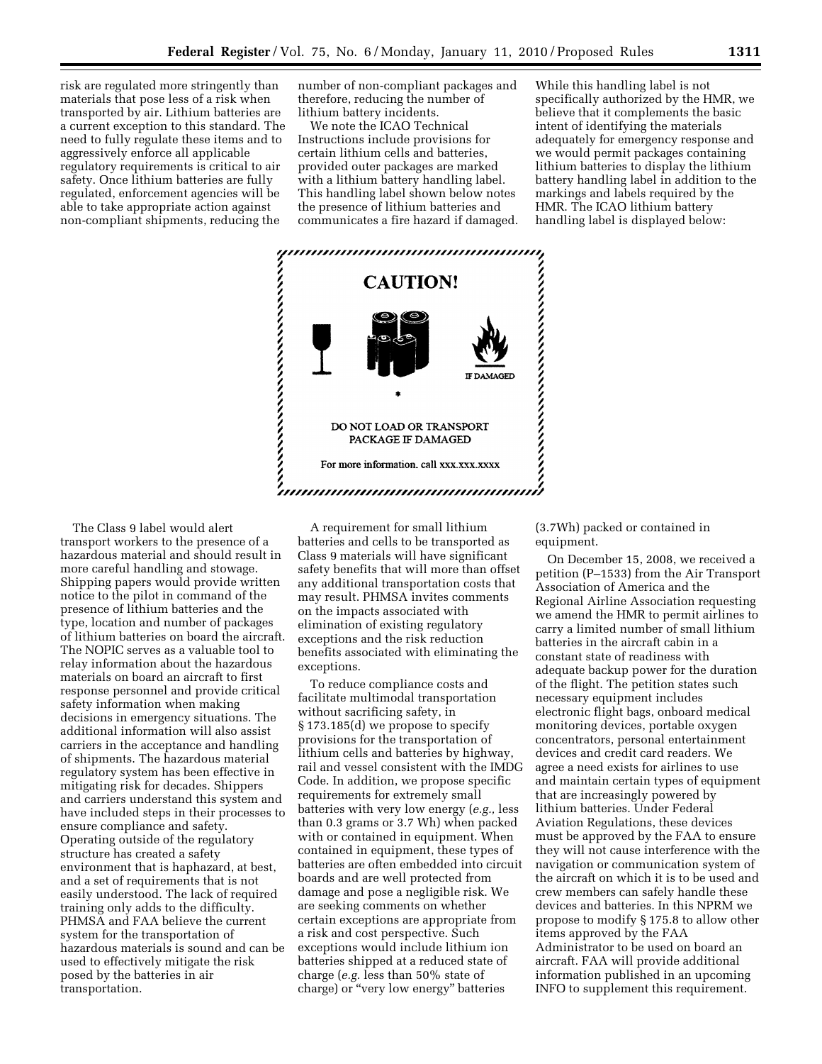risk are regulated more stringently than materials that pose less of a risk when transported by air. Lithium batteries are a current exception to this standard. The need to fully regulate these items and to aggressively enforce all applicable regulatory requirements is critical to air safety. Once lithium batteries are fully regulated, enforcement agencies will be able to take appropriate action against non-compliant shipments, reducing the number of non-compliant packages and therefore, reducing the number of lithium battery incidents.

We note the ICAO Technical Instructions include provisions for certain lithium cells and batteries, provided outer packages are marked with a lithium battery handling label. This handling label shown below notes the presence of lithium batteries and communicates a fire hazard if damaged. While this handling label is not specifically authorized by the HMR, we believe that it complements the basic intent of identifying the materials adequately for emergency response and we would permit packages containing lithium batteries to display the lithium battery handling label in addition to the markings and labels required by the HMR. The ICAO lithium battery handling label is displayed below:

**CAUTION!**

IF DAMAGED

*

DO NOT LOAD OR TRANSPORT PACKAGE IF DAMAGED

For more information. call xxx.xxx.xxxx

The Class 9 label would alert transport workers to the presence of a hazardous material and should result in more careful handling and stowage. Shipping papers would provide written notice to the pilot in command of the presence of lithium batteries and the type, location and number of packages of lithium batteries on board the aircraft. The NOPIC serves as a valuable tool to relay information about the hazardous materials on board an aircraft to first response personnel and provide critical safety information when making decisions in emergency situations. The additional information will also assist carriers in the acceptance and handling of shipments. The hazardous material regulatory system has been effective in mitigating risk for decades. Shippers and carriers understand this system and have included steps in their processes to ensure compliance and safety. Operating outside of the regulatory structure has created a safety environment that is haphazard, at best, and a set of requirements that is not easily understood. The lack of required training only adds to the difficulty. PHMSA and FAA believe the current system for the transportation of hazardous materials is sound and can be used to effectively mitigate the risk posed by the batteries in air transportation.

A requirement for small lithium batteries and cells to be transported as Class 9 materials will have significant safety benefits that will more than offset any additional transportation costs that may result. PHMSA invites comments on the impacts associated with elimination of existing regulatory exceptions and the risk reduction benefits associated with eliminating the exceptions.

To reduce compliance costs and facilitate multimodal transportation without sacrificing safety, in § 173.185(d) we propose to specify provisions for the transportation of lithium cells and batteries by highway, rail and vessel consistent with the IMDG Code. In addition, we propose specific requirements for extremely small batteries with very low energy (*e.g.,* less than 0.3 grams or 3.7 Wh) when packed with or contained in equipment. When contained in equipment, these types of batteries are often embedded into circuit boards and are well protected from damage and pose a negligible risk. We are seeking comments on whether certain exceptions are appropriate from a risk and cost perspective. Such exceptions would include lithium ion batteries shipped at a reduced state of charge (*e.g.* less than 50% state of charge) or "very low energy" batteries (3.7Wh) packed or contained in equipment.

On December 15, 2008, we received a petition (P–1533) from the Air Transport Association of America and the Regional Airline Association requesting we amend the HMR to permit airlines to carry a limited number of small lithium batteries in the aircraft cabin in a constant state of readiness with adequate backup power for the duration of the flight. The petition states such necessary equipment includes electronic flight bags, onboard medical monitoring devices, portable oxygen concentrators, personal entertainment devices and credit card readers. We agree a need exists for airlines to use and maintain certain types of equipment that are increasingly powered by lithium batteries. Under Federal Aviation Regulations, these devices must be approved by the FAA to ensure they will not cause interference with the navigation or communication system of the aircraft on which it is to be used and crew members can safely handle these devices and batteries. In this NPRM we propose to modify § 175.8 to allow other items approved by the FAA Administrator to be used on board an aircraft. FAA will provide additional information published in an upcoming INFO to supplement this requirement.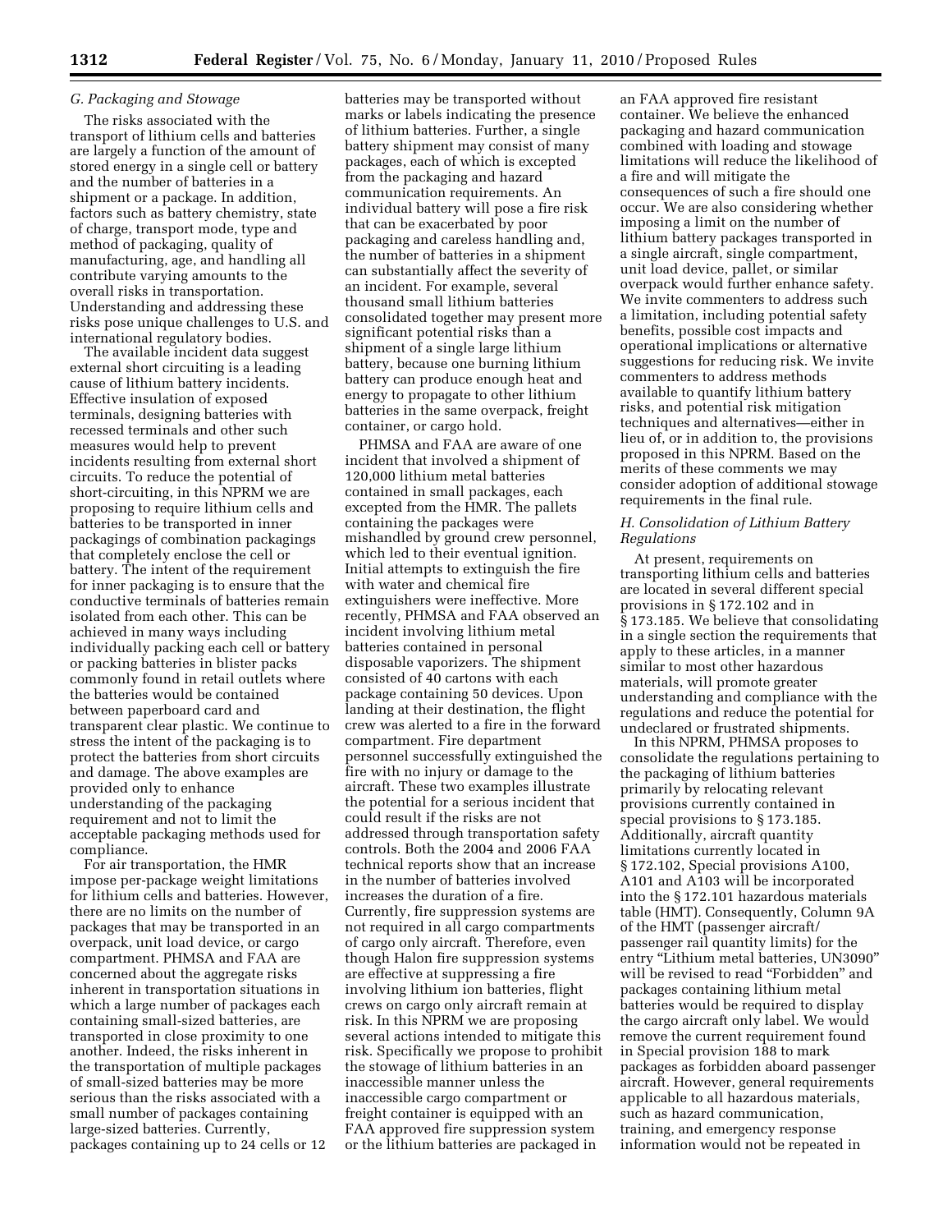### G. Packaging and Stowage

The risks associated with the transport of lithium cells and batteries are largely a function of the amount of stored energy in a single cell or battery and the number of batteries in a shipment or a package. In addition, factors such as battery chemistry, state of charge, transport mode, type and method of packaging, quality of manufacturing, age, and handling all contribute varying amounts to the overall risks in transportation. Understanding and addressing these risks pose unique challenges to U.S. and international regulatory bodies.

The available incident data suggest external short circuiting is a leading cause of lithium battery incidents. Effective insulation of exposed terminals, designing batteries with recessed terminals and other such measures would help to prevent incidents resulting from external short circuits. To reduce the potential of short-circuiting, in this NPRM we are proposing to require lithium cells and batteries to be transported in inner packagings of combination packagings that completely enclose the cell or battery. The intent of the requirement for inner packaging is to ensure that the conductive terminals of batteries remain isolated from each other. This can be achieved in many ways including individually packing each cell or battery or packing batteries in blister packs commonly found in retail outlets where the batteries would be contained between paperboard card and transparent clear plastic. We continue to stress the intent of the packaging is to protect the batteries from short circuits and damage. The above examples are provided only to enhance understanding of the packaging requirement and not to limit the acceptable packaging methods used for compliance.

For air transportation, the HMR impose per-package weight limitations for lithium cells and batteries. However, there are no limits on the number of packages that may be transported in an overpack, unit load device, or cargo compartment. PHMSA and FAA are concerned about the aggregate risks inherent in transportation situations in which a large number of packages each containing small-sized batteries, are transported in close proximity to one another. Indeed, the risks inherent in the transportation of multiple packages of small-sized batteries may be more serious than the risks associated with a small number of packages containing large-sized batteries. Currently, packages containing up to 24 cells or 12 batteries may be transported without marks or labels indicating the presence of lithium batteries. Further, a single battery shipment may consist of many packages, each of which is excepted from the packaging and hazard communication requirements. An individual battery will pose a fire risk that can be exacerbated by poor packaging and careless handling and, the number of batteries in a shipment can substantially affect the severity of an incident. For example, several thousand small lithium batteries consolidated together may present more significant potential risks than a shipment of a single large lithium battery, because one burning lithium battery can produce enough heat and energy to propagate to other lithium batteries in the same overpack, freight container, or cargo hold.

PHMSA and FAA are aware of one incident that involved a shipment of 120,000 lithium metal batteries contained in small packages, each excepted from the HMR. The pallets containing the packages were mishandled by ground crew personnel, which led to their eventual ignition. Initial attempts to extinguish the fire with water and chemical fire extinguishers were ineffective. More recently, PHMSA and FAA observed an incident involving lithium metal batteries contained in personal disposable vaporizers. The shipment consisted of 40 cartons with each package containing 50 devices. Upon landing at their destination, the flight crew was alerted to a fire in the forward compartment. Fire department personnel successfully extinguished the fire with no injury or damage to the aircraft. These two examples illustrate the potential for a serious incident that could result if the risks are not addressed through transportation safety controls. Both the 2004 and 2006 FAA technical reports show that an increase in the number of batteries involved increases the duration of a fire. Currently, fire suppression systems are not required in all cargo compartments of cargo only aircraft. Therefore, even though Halon fire suppression systems are effective at suppressing a fire involving lithium ion batteries, flight crews on cargo only aircraft remain at risk. In this NPRM we are proposing several actions intended to mitigate this risk. Specifically we propose to prohibit the stowage of lithium batteries in an inaccessible manner unless the inaccessible cargo compartment or freight container is equipped with an FAA approved fire suppression system or the lithium batteries are packaged in an FAA approved fire resistant container. We believe the enhanced packaging and hazard communication combined with loading and stowage limitations will reduce the likelihood of a fire and will mitigate the consequences of such a fire should one occur. We are also considering whether imposing a limit on the number of lithium battery packages transported in a single aircraft, single compartment, unit load device, pallet, or similar overpack would further enhance safety. We invite commenters to address such a limitation, including potential safety benefits, possible cost impacts and operational implications or alternative suggestions for reducing risk. We invite commenters to address methods available to quantify lithium battery risks, and potential risk mitigation techniques and alternatives—either in lieu of, or in addition to, the provisions proposed in this NPRM. Based on the merits of these comments we may consider adoption of additional stowage requirements in the final rule.

### H. Consolidation of Lithium Battery Regulations

At present, requirements on transporting lithium cells and batteries are located in several different special provisions in § 172.102 and in § 173.185. We believe that consolidating in a single section the requirements that apply to these articles, in a manner similar to most other hazardous materials, will promote greater understanding and compliance with the regulations and reduce the potential for undeclared or frustrated shipments.

In this NPRM, PHMSA proposes to consolidate the regulations pertaining to the packaging of lithium batteries primarily by relocating relevant provisions currently contained in special provisions to § 173.185. Additionally, aircraft quantity limitations currently located in § 172.102, Special provisions A100, A101 and A103 will be incorporated into the § 172.101 hazardous materials table (HMT). Consequently, Column 9A of the HMT (passenger aircraft/passenger rail quantity limits) for the entry "Lithium metal batteries, UN3090" will be revised to read "Forbidden" and packages containing lithium metal batteries would be required to display the cargo aircraft only label. We would remove the current requirement found in Special provision 188 to mark packages as forbidden aboard passenger aircraft. However, general requirements applicable to all hazardous materials, such as hazard communication, training, and emergency response information would not be repeated in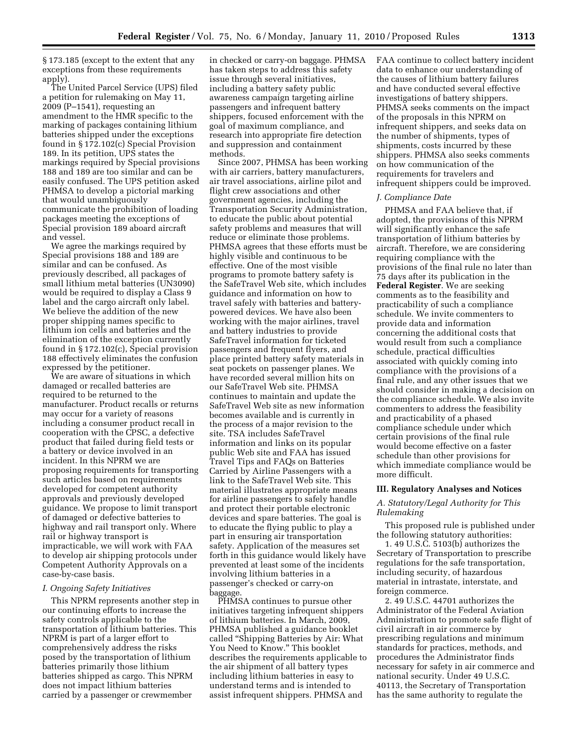§ 173.185 (except to the extent that any exceptions from these requirements apply).

The United Parcel Service (UPS) filed a petition for rulemaking on May 11, 2009 (P–1541), requesting an amendment to the HMR specific to the marking of packages containing lithium batteries shipped under the exceptions found in § 172.102(c) Special Provision 189. In its petition, UPS states the markings required by Special provisions 188 and 189 are too similar and can be easily confused. The UPS petition asked PHMSA to develop a pictorial marking that would unambiguously communicate the prohibition of loading packages meeting the exceptions of Special provision 189 aboard aircraft and vessel.

We agree the markings required by Special provisions 188 and 189 are similar and can be confused. As previously described, all packages of small lithium metal batteries (UN3090) would be required to display a Class 9 label and the cargo aircraft only label. We believe the addition of the new proper shipping names specific to lithium ion cells and batteries and the elimination of the exception currently found in § 172.102(c), Special provision 188 effectively eliminates the confusion expressed by the petitioner.

We are aware of situations in which damaged or recalled batteries are required to be returned to the manufacturer. Product recalls or returns may occur for a variety of reasons including a consumer product recall in cooperation with the CPSC, a defective product that failed during field tests or a battery or device involved in an incident. In this NPRM we are proposing requirements for transporting such articles based on requirements developed for competent authority approvals and previously developed guidance. We propose to limit transport of damaged or defective batteries to highway and rail transport only. Where rail or highway transport is impracticable, we will work with FAA to develop air shipping protocols under Competent Authority Approvals on a case-by-case basis.

### *I. Ongoing Safety Initiatives*

This NPRM represents another step in our continuing efforts to increase the safety controls applicable to the transportation of lithium batteries. This NPRM is part of a larger effort to comprehensively address the risks posed by the transportation of lithium batteries primarily those lithium batteries shipped as cargo. This NPRM does not impact lithium batteries carried by a passenger or crewmember in checked or carry-on baggage. PHMSA has taken steps to address this safety issue through several initiatives, including a battery safety public awareness campaign targeting airline passengers and infrequent battery shippers, focused enforcement with the goal of maximum compliance, and research into appropriate fire detection and suppression and containment methods.

Since 2007, PHMSA has been working with air carriers, battery manufacturers, air travel associations, airline pilot and flight crew associations and other government agencies, including the Transportation Security Administration, to educate the public about potential safety problems and measures that will reduce or eliminate those problems. PHMSA agrees that these efforts must be highly visible and continuous to be effective. One of the most visible programs to promote battery safety is the SafeTravel Web site, which includes guidance and information on how to travel safely with batteries and battery-powered devices. We have also been working with the major airlines, travel and battery industries to provide SafeTravel information for ticketed passengers and frequent flyers, and place printed battery safety materials in seat pockets on passenger planes. We have recorded several million hits on our SafeTravel Web site. PHMSA continues to maintain and update the SafeTravel Web site as new information becomes available and is currently in the process of a major revision to the site. TSA includes SafeTravel information and links on its popular public Web site and FAA has issued Travel Tips and FAQs on Batteries Carried by Airline Passengers with a link to the SafeTravel Web site. This material illustrates appropriate means for airline passengers to safely handle and protect their portable electronic devices and spare batteries. The goal is to educate the flying public to play a part in ensuring air transportation safety. Application of the measures set forth in this guidance would likely have prevented at least some of the incidents involving lithium batteries in a passenger's checked or carry-on baggage.

PHMSA continues to pursue other initiatives targeting infrequent shippers of lithium batteries. In March, 2009, PHMSA published a guidance booklet called "Shipping Batteries by Air: What You Need to Know." This booklet describes the requirements applicable to the air shipment of all battery types including lithium batteries in easy to understand terms and is intended to assist infrequent shippers. PHMSA and FAA continue to collect battery incident data to enhance our understanding of the causes of lithium battery failures and have conducted several effective investigations of battery shippers. PHMSA seeks comments on the impact of the proposals in this NPRM on infrequent shippers, and seeks data on the number of shipments, types of shipments, costs incurred by these shippers. PHMSA also seeks comments on how communication of the requirements for travelers and infrequent shippers could be improved.

### *J. Compliance Date*

PHMSA and FAA believe that, if adopted, the provisions of this NPRM will significantly enhance the safe transportation of lithium batteries by aircraft. Therefore, we are considering requiring compliance with the provisions of the final rule no later than 75 days after its publication in the **Federal Register**. We are seeking comments as to the feasibility and practicability of such a compliance schedule. We invite commenters to provide data and information concerning the additional costs that would result from such a compliance schedule, practical difficulties associated with quickly coming into compliance with the provisions of a final rule, and any other issues that we should consider in making a decision on the compliance schedule. We also invite commenters to address the feasibility and practicability of a phased compliance schedule under which certain provisions of the final rule would become effective on a faster schedule than other provisions for which immediate compliance would be more difficult.

## III. Regulatory Analyses and Notices

### *A. Statutory/Legal Authority for This Rulemaking*

This proposed rule is published under the following statutory authorities:

1. 49 U.S.C. 5103(b) authorizes the Secretary of Transportation to prescribe regulations for the safe transportation, including security, of hazardous material in intrastate, interstate, and foreign commerce.

2. 49 U.S.C. 44701 authorizes the Administrator of the Federal Aviation Administration to promote safe flight of civil aircraft in air commerce by prescribing regulations and minimum standards for practices, methods, and procedures the Administrator finds necessary for safety in air commerce and national security. Under 49 U.S.C. 40113, the Secretary of Transportation has the same authority to regulate the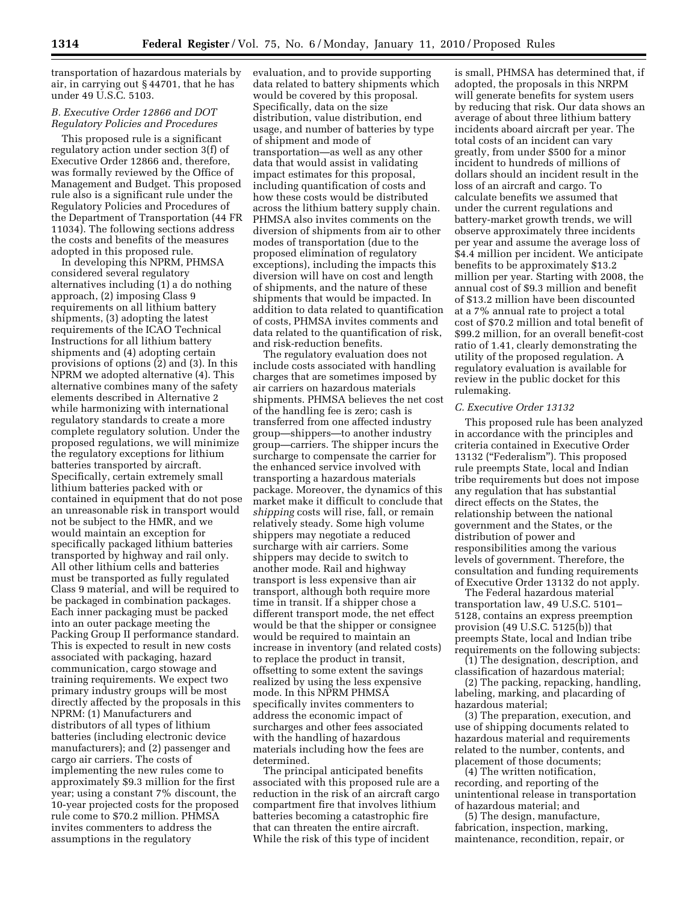transportation of hazardous materials by air, in carrying out § 44701, that he has under 49 U.S.C. 5103.

### B. Executive Order 12866 and DOT Regulatory Policies and Procedures

This proposed rule is a significant regulatory action under section 3(f) of Executive Order 12866 and, therefore, was formally reviewed by the Office of Management and Budget. This proposed rule also is a significant rule under the Regulatory Policies and Procedures of the Department of Transportation (44 FR 11034). The following sections address the costs and benefits of the measures adopted in this proposed rule.

In developing this NPRM, PHMSA considered several regulatory alternatives including (1) a do nothing approach, (2) imposing Class 9 requirements on all lithium battery shipments, (3) adopting the latest requirements of the ICAO Technical Instructions for all lithium battery shipments and (4) adopting certain provisions of options (2) and (3). In this NPRM we adopted alternative (4). This alternative combines many of the safety elements described in Alternative 2 while harmonizing with international regulatory standards to create a more complete regulatory solution. Under the proposed regulations, we will minimize the regulatory exceptions for lithium batteries transported by aircraft. Specifically, certain extremely small lithium batteries packed with or contained in equipment that do not pose an unreasonable risk in transport would not be subject to the HMR, and we would maintain an exception for specifically packaged lithium batteries transported by highway and rail only. All other lithium cells and batteries must be transported as fully regulated Class 9 material, and will be required to be packaged in combination packages. Each inner packaging must be packed into an outer package meeting the Packing Group II performance standard. This is expected to result in new costs associated with packaging, hazard communication, cargo stowage and training requirements. We expect two primary industry groups will be most directly affected by the proposals in this NPRM: (1) Manufacturers and distributors of all types of lithium batteries (including electronic device manufacturers); and (2) passenger and cargo air carriers. The costs of implementing the new rules come to approximately $9.3 million for the first year; using a constant 7% discount, the 10-year projected costs for the proposed rule come to $70.2 million. PHMSA invites commenters to address the assumptions in the regulatory evaluation, and to provide supporting data related to battery shipments which would be covered by this proposal. Specifically, data on the size distribution, value distribution, end usage, and number of batteries by type of shipment and mode of transportation—as well as any other data that would assist in validating impact estimates for this proposal, including quantification of costs and how these costs would be distributed across the lithium battery supply chain. PHMSA also invites comments on the diversion of shipments from air to other modes of transportation (due to the proposed elimination of regulatory exceptions), including the impacts this diversion will have on cost and length of shipments, and the nature of these shipments that would be impacted. In addition to data related to quantification of costs, PHMSA invites comments and data related to the quantification of risk, and risk-reduction benefits.

The regulatory evaluation does not include costs associated with handling charges that are sometimes imposed by air carriers on hazardous materials shipments. PHMSA believes the net cost of the handling fee is zero; cash is transferred from one affected industry group—shippers—to another industry group—carriers. The shipper incurs the surcharge to compensate the carrier for the enhanced service involved with transporting a hazardous materials package. Moreover, the dynamics of this market make it difficult to conclude that *shipping* costs will rise, fall, or remain relatively steady. Some high volume shippers may negotiate a reduced surcharge with air carriers. Some shippers may decide to switch to another mode. Rail and highway transport is less expensive than air transport, although both require more time in transit. If a shipper chose a different transport mode, the net effect would be that the shipper or consignee would be required to maintain an increase in inventory (and related costs) to replace the product in transit, offsetting to some extent the savings realized by using the less expensive mode. In this NPRM PHMSA specifically invites commenters to address the economic impact of surcharges and other fees associated with the handling of hazardous materials including how the fees are determined.

The principal anticipated benefits associated with this proposed rule are a reduction in the risk of an aircraft cargo compartment fire that involves lithium batteries becoming a catastrophic fire that can threaten the entire aircraft. While the risk of this type of incident is small, PHMSA has determined that, if adopted, the proposals in this NRPM will generate benefits for system users by reducing that risk. Our data shows an average of about three lithium battery incidents aboard aircraft per year. The total costs of an incident can vary greatly, from under $500 for a minor incident to hundreds of millions of dollars should an incident result in the loss of an aircraft and cargo. To calculate benefits we assumed that under the current regulations and battery-market growth trends, we will observe approximately three incidents per year and assume the average loss of $4.4 million per incident. We anticipate benefits to be approximately $13.2 million per year. Starting with 2008, the annual cost of $9.3 million and benefit of $13.2 million have been discounted at a 7% annual rate to project a total cost of $70.2 million and total benefit of $99.2 million, for an overall benefit-cost ratio of 1.41, clearly demonstrating the utility of the proposed regulation. A regulatory evaluation is available for review in the public docket for this rulemaking.

### C. Executive Order 13132

This proposed rule has been analyzed in accordance with the principles and criteria contained in Executive Order 13132 ("Federalism"). This proposed rule preempts State, local and Indian tribe requirements but does not impose any regulation that has substantial direct effects on the States, the relationship between the national government and the States, or the distribution of power and responsibilities among the various levels of government. Therefore, the consultation and funding requirements of Executive Order 13132 do not apply.

The Federal hazardous material transportation law, 49 U.S.C. 5101–5128, contains an express preemption provision (49 U.S.C. 5125(b)) that preempts State, local and Indian tribe requirements on the following subjects:

(1) The designation, description, and classification of hazardous material;

(2) The packing, repacking, handling, labeling, marking, and placarding of hazardous material;

(3) The preparation, execution, and use of shipping documents related to hazardous material and requirements related to the number, contents, and placement of those documents;

(4) The written notification, recording, and reporting of the unintentional release in transportation of hazardous material; and

(5) The design, manufacture, fabrication, inspection, marking, maintenance, recondition, repair, or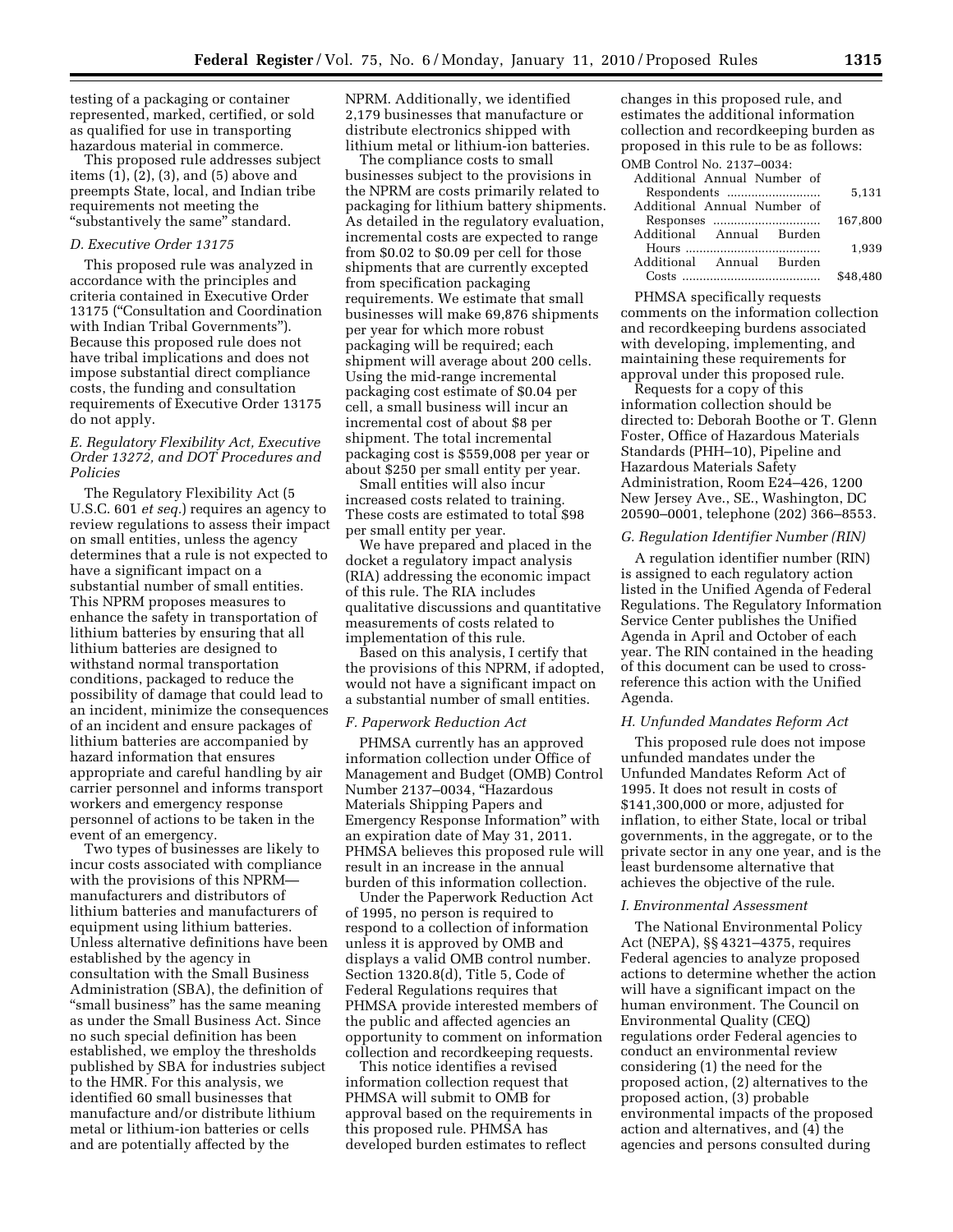testing of a packaging or container represented, marked, certified, or sold as qualified for use in transporting hazardous material in commerce.

This proposed rule addresses subject items (1), (2), (3), and (5) above and preempts State, local, and Indian tribe requirements not meeting the "substantively the same" standard.

### D. Executive Order 13175

This proposed rule was analyzed in accordance with the principles and criteria contained in Executive Order 13175 ("Consultation and Coordination with Indian Tribal Governments"). Because this proposed rule does not have tribal implications and does not impose substantial direct compliance costs, the funding and consultation requirements of Executive Order 13175 do not apply.

### E. Regulatory Flexibility Act, Executive Order 13272, and DOT Procedures and Policies

The Regulatory Flexibility Act (5 U.S.C. 601 *et seq.*) requires an agency to review regulations to assess their impact on small entities, unless the agency determines that a rule is not expected to have a significant impact on a substantial number of small entities. This NPRM proposes measures to enhance the safety in transportation of lithium batteries by ensuring that all lithium batteries are designed to withstand normal transportation conditions, packaged to reduce the possibility of damage that could lead to an incident, minimize the consequences of an incident and ensure packages of lithium batteries are accompanied by hazard information that ensures appropriate and careful handling by air carrier personnel and informs transport workers and emergency response personnel of actions to be taken in the event of an emergency.

Two types of businesses are likely to incur costs associated with compliance with the provisions of this NPRM—manufacturers and distributors of lithium batteries and manufacturers of equipment using lithium batteries. Unless alternative definitions have been established by the agency in consultation with the Small Business Administration (SBA), the definition of "small business" has the same meaning as under the Small Business Act. Since no such special definition has been established, we employ the thresholds published by SBA for industries subject to the HMR. For this analysis, we identified 60 small businesses that manufacture and/or distribute lithium metal or lithium-ion batteries or cells and are potentially affected by the NPRM. Additionally, we identified 2,179 businesses that manufacture or distribute electronics shipped with lithium metal or lithium-ion batteries.

The compliance costs to small businesses subject to the provisions in the NPRM are costs primarily related to packaging for lithium battery shipments. As detailed in the regulatory evaluation, incremental costs are expected to range from $0.02 to $0.09 per cell for those shipments that are currently excepted from specification packaging requirements. We estimate that small businesses will make 69,876 shipments per year for which more robust packaging will be required; each shipment will average about 200 cells. Using the mid-range incremental packaging cost estimate of $0.04 per cell, a small business will incur an incremental cost of about $8 per shipment. The total incremental packaging cost is $559,008 per year or about $250 per small entity per year.

Small entities will also incur increased costs related to training. These costs are estimated to total $98 per small entity per year.

We have prepared and placed in the docket a regulatory impact analysis (RIA) addressing the economic impact of this rule. The RIA includes qualitative discussions and quantitative measurements of costs related to implementation of this rule.

Based on this analysis, I certify that the provisions of this NPRM, if adopted, would not have a significant impact on a substantial number of small entities.

### F. Paperwork Reduction Act

PHMSA currently has an approved information collection under Office of Management and Budget (OMB) Control Number 2137–0034, "Hazardous Materials Shipping Papers and Emergency Response Information" with an expiration date of May 31, 2011. PHMSA believes this proposed rule will result in an increase in the annual burden of this information collection.

Under the Paperwork Reduction Act of 1995, no person is required to respond to a collection of information unless it is approved by OMB and displays a valid OMB control number. Section 1320.8(d), Title 5, Code of Federal Regulations requires that PHMSA provide interested members of the public and affected agencies an opportunity to comment on information collection and recordkeeping requests.

This notice identifies a revised information collection request that PHMSA will submit to OMB for approval based on the requirements in this proposed rule. PHMSA has developed burden estimates to reflect changes in this proposed rule, and estimates the additional information collection and recordkeeping burden as proposed in this rule to be as follows:

OMB Control No. 2137–0034:

| | |
|---|---|
| Additional Annual Number of Respondents | 5,131 |
| Additional Annual Number of Responses | 167,800 |
| Additional Annual Burden Hours | 1,939 |
| Additional Annual Burden Costs | $48,480 |

PHMSA specifically requests comments on the information collection and recordkeeping burdens associated with developing, implementing, and maintaining these requirements for approval under this proposed rule.

Requests for a copy of this information collection should be directed to: Deborah Boothe or T. Glenn Foster, Office of Hazardous Materials Standards (PHH–10), Pipeline and Hazardous Materials Safety Administration, Room E24–426, 1200 New Jersey Ave., SE., Washington, DC 20590–0001, telephone (202) 366–8553.

### G. Regulation Identifier Number (RIN)

A regulation identifier number (RIN) is assigned to each regulatory action listed in the Unified Agenda of Federal Regulations. The Regulatory Information Service Center publishes the Unified Agenda in April and October of each year. The RIN contained in the heading of this document can be used to cross-reference this action with the Unified Agenda.

### H. Unfunded Mandates Reform Act

This proposed rule does not impose unfunded mandates under the Unfunded Mandates Reform Act of 1995. It does not result in costs of $141,300,000 or more, adjusted for inflation, to either State, local or tribal governments, in the aggregate, or to the private sector in any one year, and is the least burdensome alternative that achieves the objective of the rule.

### I. Environmental Assessment

The National Environmental Policy Act (NEPA), §§ 4321–4375, requires Federal agencies to analyze proposed actions to determine whether the action will have a significant impact on the human environment. The Council on Environmental Quality (CEQ) regulations order Federal agencies to conduct an environmental review considering (1) the need for the proposed action, (2) alternatives to the proposed action, (3) probable environmental impacts of the proposed action and alternatives, and (4) the agencies and persons consulted during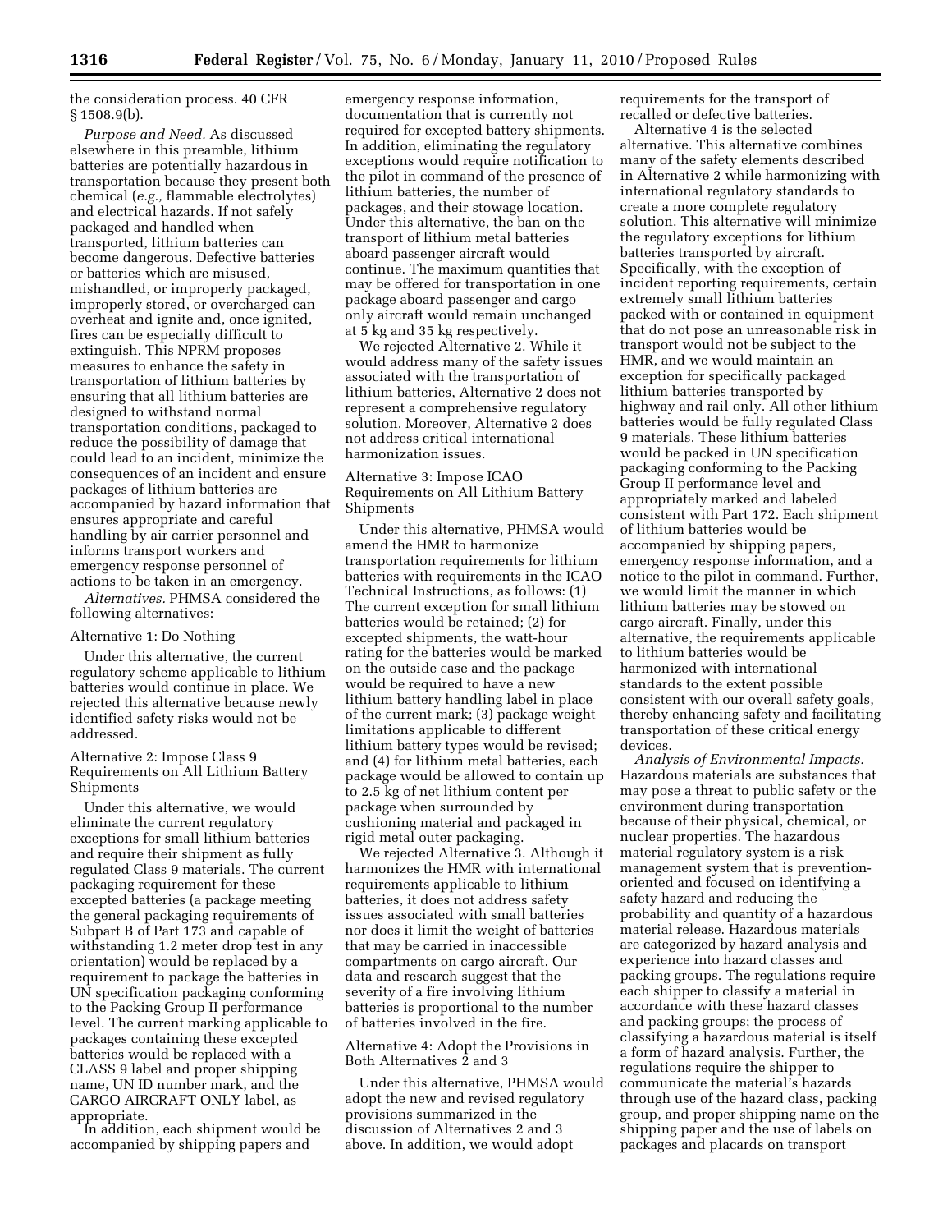the consideration process. 40 CFR § 1508.9(b).

*Purpose and Need.* As discussed elsewhere in this preamble, lithium batteries are potentially hazardous in transportation because they present both chemical (*e.g.,* flammable electrolytes) and electrical hazards. If not safely packaged and handled when transported, lithium batteries can become dangerous. Defective batteries or batteries which are misused, mishandled, or improperly packaged, improperly stored, or overcharged can overheat and ignite and, once ignited, fires can be especially difficult to extinguish. This NPRM proposes measures to enhance the safety in transportation of lithium batteries by ensuring that all lithium batteries are designed to withstand normal transportation conditions, packaged to reduce the possibility of damage that could lead to an incident, minimize the consequences of an incident and ensure packages of lithium batteries are accompanied by hazard information that ensures appropriate and careful handling by air carrier personnel and informs transport workers and emergency response personnel of actions to be taken in an emergency.

*Alternatives.* PHMSA considered the following alternatives:

Alternative 1: Do Nothing

Under this alternative, the current regulatory scheme applicable to lithium batteries would continue in place. We rejected this alternative because newly identified safety risks would not be addressed.

Alternative 2: Impose Class 9 Requirements on All Lithium Battery Shipments

Under this alternative, we would eliminate the current regulatory exceptions for small lithium batteries and require their shipment as fully regulated Class 9 materials. The current packaging requirement for these excepted batteries (a package meeting the general packaging requirements of Subpart B of Part 173 and capable of withstanding 1.2 meter drop test in any orientation) would be replaced by a requirement to package the batteries in UN specification packaging conforming to the Packing Group II performance level. The current marking applicable to packages containing these excepted batteries would be replaced with a CLASS 9 label and proper shipping name, UN ID number mark, and the CARGO AIRCRAFT ONLY label, as appropriate.

In addition, each shipment would be accompanied by shipping papers and emergency response information, documentation that is currently not required for excepted battery shipments. In addition, eliminating the regulatory exceptions would require notification to the pilot in command of the presence of lithium batteries, the number of packages, and their stowage location. Under this alternative, the ban on the transport of lithium metal batteries aboard passenger aircraft would continue. The maximum quantities that may be offered for transportation in one package aboard passenger and cargo only aircraft would remain unchanged at 5 kg and 35 kg respectively.

We rejected Alternative 2. While it would address many of the safety issues associated with the transportation of lithium batteries, Alternative 2 does not represent a comprehensive regulatory solution. Moreover, Alternative 2 does not address critical international harmonization issues.

Alternative 3: Impose ICAO Requirements on All Lithium Battery Shipments

Under this alternative, PHMSA would amend the HMR to harmonize transportation requirements for lithium batteries with requirements in the ICAO Technical Instructions, as follows: (1) The current exception for small lithium batteries would be retained; (2) for excepted shipments, the watt-hour rating for the batteries would be marked on the outside case and the package would be required to have a new lithium battery handling label in place of the current mark; (3) package weight limitations applicable to different lithium battery types would be revised; and (4) for lithium metal batteries, each package would be allowed to contain up to 2.5 kg of net lithium content per package when surrounded by cushioning material and packaged in rigid metal outer packaging.

We rejected Alternative 3. Although it harmonizes the HMR with international requirements applicable to lithium batteries, it does not address safety issues associated with small batteries nor does it limit the weight of batteries that may be carried in inaccessible compartments on cargo aircraft. Our data and research suggest that the severity of a fire involving lithium batteries is proportional to the number of batteries involved in the fire.

Alternative 4: Adopt the Provisions in Both Alternatives 2 and 3

Under this alternative, PHMSA would adopt the new and revised regulatory provisions summarized in the discussion of Alternatives 2 and 3 above. In addition, we would adopt requirements for the transport of recalled or defective batteries.

Alternative 4 is the selected alternative. This alternative combines many of the safety elements described in Alternative 2 while harmonizing with international regulatory standards to create a more complete regulatory solution. This alternative will minimize the regulatory exceptions for lithium batteries transported by aircraft. Specifically, with the exception of incident reporting requirements, certain extremely small lithium batteries packed with or contained in equipment that do not pose an unreasonable risk in transport would not be subject to the HMR, and we would maintain an exception for specifically packaged lithium batteries transported by highway and rail only. All other lithium batteries would be fully regulated Class 9 materials. These lithium batteries would be packed in UN specification packaging conforming to the Packing Group II performance level and appropriately marked and labeled consistent with Part 172. Each shipment of lithium batteries would be accompanied by shipping papers, emergency response information, and a notice to the pilot in command. Further, we would limit the manner in which lithium batteries may be stowed on cargo aircraft. Finally, under this alternative, the requirements applicable to lithium batteries would be harmonized with international standards to the extent possible consistent with our overall safety goals, thereby enhancing safety and facilitating transportation of these critical energy devices.

*Analysis of Environmental Impacts.* Hazardous materials are substances that may pose a threat to public safety or the environment during transportation because of their physical, chemical, or nuclear properties. The hazardous material regulatory system is a risk management system that is prevention-oriented and focused on identifying a safety hazard and reducing the probability and quantity of a hazardous material release. Hazardous materials are categorized by hazard analysis and experience into hazard classes and packing groups. The regulations require each shipper to classify a material in accordance with these hazard classes and packing groups; the process of classifying a hazardous material is itself a form of hazard analysis. Further, the regulations require the shipper to communicate the material's hazards through use of the hazard class, packing group, and proper shipping name on the shipping paper and the use of labels on packages and placards on transport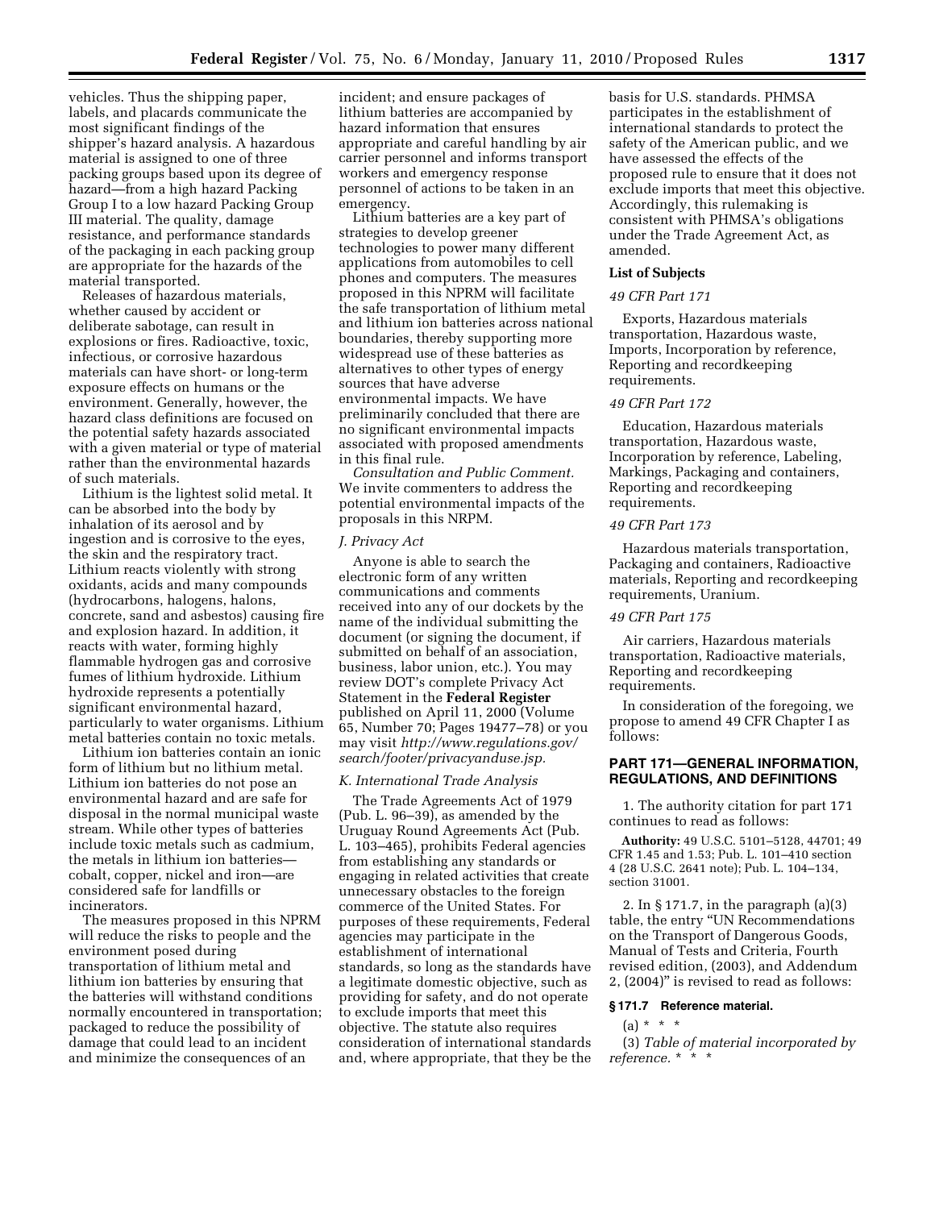vehicles. Thus the shipping paper, labels, and placards communicate the most significant findings of the shipper's hazard analysis. A hazardous material is assigned to one of three packing groups based upon its degree of hazard—from a high hazard Packing Group I to a low hazard Packing Group III material. The quality, damage resistance, and performance standards of the packaging in each packing group are appropriate for the hazards of the material transported.

Releases of hazardous materials, whether caused by accident or deliberate sabotage, can result in explosions or fires. Radioactive, toxic, infectious, or corrosive hazardous materials can have short- or long-term exposure effects on humans or the environment. Generally, however, the hazard class definitions are focused on the potential safety hazards associated with a given material or type of material rather than the environmental hazards of such materials.

Lithium is the lightest solid metal. It can be absorbed into the body by inhalation of its aerosol and by ingestion and is corrosive to the eyes, the skin and the respiratory tract. Lithium reacts violently with strong oxidants, acids and many compounds (hydrocarbons, halogens, halons, concrete, sand and asbestos) causing fire and explosion hazard. In addition, it reacts with water, forming highly flammable hydrogen gas and corrosive fumes of lithium hydroxide. Lithium hydroxide represents a potentially significant environmental hazard, particularly to water organisms. Lithium metal batteries contain no toxic metals.

Lithium ion batteries contain an ionic form of lithium but no lithium metal. Lithium ion batteries do not pose an environmental hazard and are safe for disposal in the normal municipal waste stream. While other types of batteries include toxic metals such as cadmium, the metals in lithium ion batteries—cobalt, copper, nickel and iron—are considered safe for landfills or incinerators.

The measures proposed in this NPRM will reduce the risks to people and the environment posed during transportation of lithium metal and lithium ion batteries by ensuring that the batteries will withstand conditions normally encountered in transportation; packaged to reduce the possibility of damage that could lead to an incident and minimize the consequences of an incident; and ensure packages of lithium batteries are accompanied by hazard information that ensures appropriate and careful handling by air carrier personnel and informs transport workers and emergency response personnel of actions to be taken in an emergency.

Lithium batteries are a key part of strategies to develop greener technologies to power many different applications from automobiles to cell phones and computers. The measures proposed in this NPRM will facilitate the safe transportation of lithium metal and lithium ion batteries across national boundaries, thereby supporting more widespread use of these batteries as alternatives to other types of energy sources that have adverse environmental impacts. We have preliminarily concluded that there are no significant environmental impacts associated with proposed amendments in this final rule.

*Consultation and Public Comment.* We invite commenters to address the potential environmental impacts of the proposals in this NRPM.

### *J. Privacy Act*

Anyone is able to search the electronic form of any written communications and comments received into any of our dockets by the name of the individual submitting the document (or signing the document, if submitted on behalf of an association, business, labor union, etc.). You may review DOT's complete Privacy Act Statement in the **Federal Register** published on April 11, 2000 (Volume 65, Number 70; Pages 19477–78) or you may visit *http://www.regulations.gov/search/footer/privacyanduse.jsp.*

### *K. International Trade Analysis*

The Trade Agreements Act of 1979 (Pub. L. 96–39), as amended by the Uruguay Round Agreements Act (Pub. L. 103–465), prohibits Federal agencies from establishing any standards or engaging in related activities that create unnecessary obstacles to the foreign commerce of the United States. For purposes of these requirements, Federal agencies may participate in the establishment of international standards, so long as the standards have a legitimate domestic objective, such as providing for safety, and do not operate to exclude imports that meet this objective. The statute also requires consideration of international standards and, where appropriate, that they be the basis for U.S. standards. PHMSA participates in the establishment of international standards to protect the safety of the American public, and we have assessed the effects of the proposed rule to ensure that it does not exclude imports that meet this objective. Accordingly, this rulemaking is consistent with PHMSA's obligations under the Trade Agreement Act, as amended.

### List of Subjects

*49 CFR Part 171*

Exports, Hazardous materials transportation, Hazardous waste, Imports, Incorporation by reference, Reporting and recordkeeping requirements.

*49 CFR Part 172*

Education, Hazardous materials transportation, Hazardous waste, Incorporation by reference, Labeling, Markings, Packaging and containers, Reporting and recordkeeping requirements.

*49 CFR Part 173*

Hazardous materials transportation, Packaging and containers, Radioactive materials, Reporting and recordkeeping requirements, Uranium.

*49 CFR Part 175*

Air carriers, Hazardous materials transportation, Radioactive materials, Reporting and recordkeeping requirements.

In consideration of the foregoing, we propose to amend 49 CFR Chapter I as follows:

## PART 171—GENERAL INFORMATION, REGULATIONS, AND DEFINITIONS

1. The authority citation for part 171 continues to read as follows:

**Authority:** 49 U.S.C. 5101–5128, 44701; 49 CFR 1.45 and 1.53; Pub. L. 101–410 section 4 (28 U.S.C. 2641 note); Pub. L. 104–134, section 31001.

2. In § 171.7, in the paragraph (a)(3) table, the entry "UN Recommendations on the Transport of Dangerous Goods, Manual of Tests and Criteria, Fourth revised edition, (2003), and Addendum 2, (2004)" is revised to read as follows:

### § 171.7 Reference material.

(a) * * *

(3) *Table of material incorporated by reference.* * * *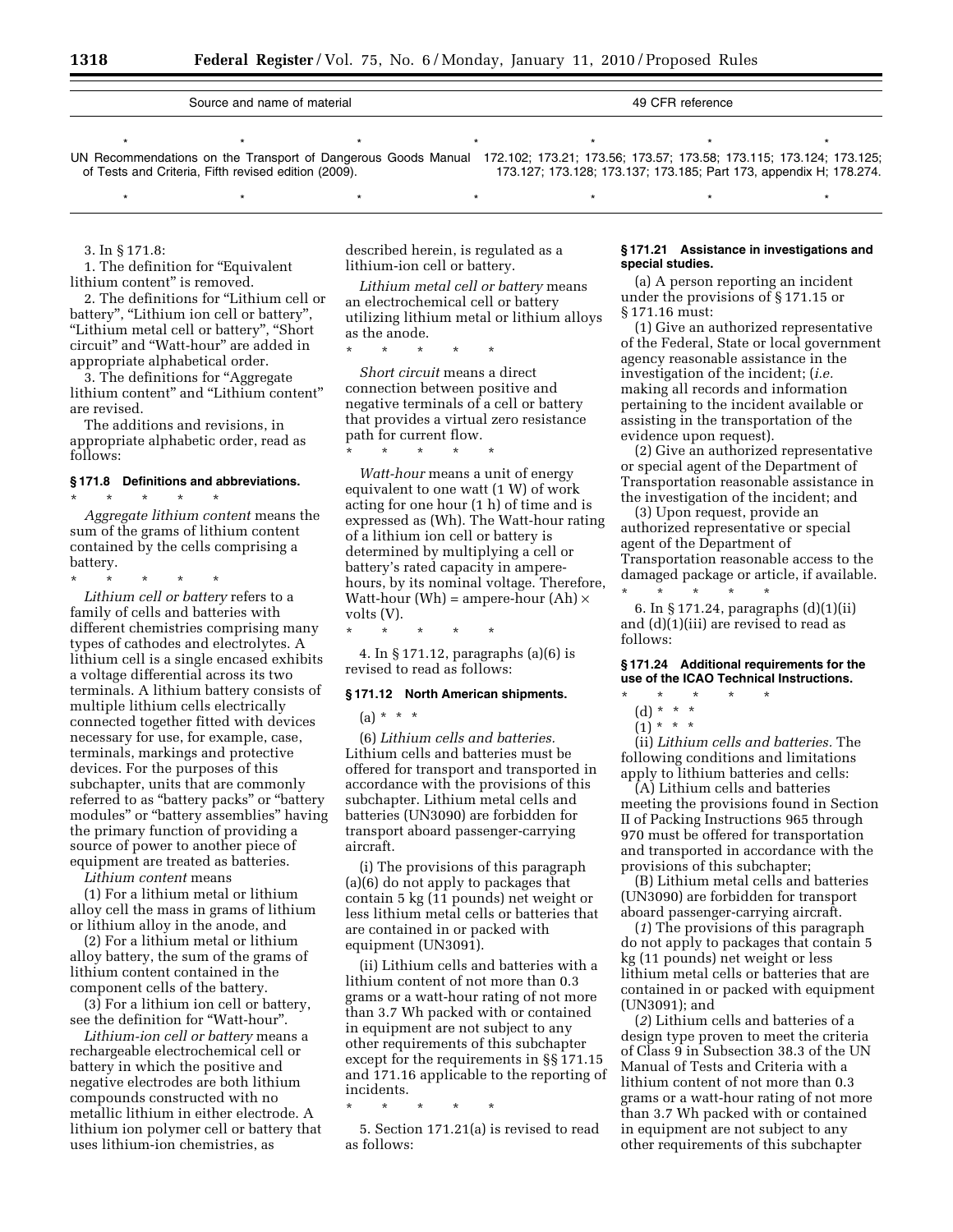| Source and name of material | 49 CFR reference |
| --- | --- |
| * * * * | * * * |
| UN Recommendations on the Transport of Dangerous Goods Manual of Tests and Criteria, Fifth revised edition (2009). | 172.102; 173.21; 173.56; 173.57; 173.58; 173.115; 173.124; 173.125; 173.127; 173.128; 173.137; 173.185; Part 173, appendix H; 178.274. |
| * * * * | * * * |

3. In § 171.8:

1. The definition for "Equivalent lithium content" is removed.

2. The definitions for "Lithium cell or battery", "Lithium ion cell or battery", "Lithium metal cell or battery", "Short circuit" and "Watt-hour" are added in appropriate alphabetical order.

3. The definitions for "Aggregate lithium content" and "Lithium content" are revised.

The additions and revisions, in appropriate alphabetic order, read as follows:

### § 171.8 Definitions and abbreviations.

\* \* \* \* \*

*Aggregate lithium content* means the sum of the grams of lithium content contained by the cells comprising a battery.

\* \* \* \* \*

*Lithium cell or battery* refers to a family of cells and batteries with different chemistries comprising many types of cathodes and electrolytes. A lithium cell is a single encased exhibits a voltage differential across its two terminals. A lithium battery consists of multiple lithium cells electrically connected together fitted with devices necessary for use, for example, case, terminals, markings and protective devices. For the purposes of this subchapter, units that are commonly referred to as "battery packs" or "battery modules" or "battery assemblies" having the primary function of providing a source of power to another piece of equipment are treated as batteries.

*Lithium content* means

(1) For a lithium metal or lithium alloy cell the mass in grams of lithium or lithium alloy in the anode, and

(2) For a lithium metal or lithium alloy battery, the sum of the grams of lithium content contained in the component cells of the battery.

(3) For a lithium ion cell or battery, see the definition for "Watt-hour".

*Lithium-ion cell or battery* means a rechargeable electrochemical cell or battery in which the positive and negative electrodes are both lithium compounds constructed with no metallic lithium in either electrode. A lithium ion polymer cell or battery that uses lithium-ion chemistries, as described herein, is regulated as a lithium-ion cell or battery.

*Lithium metal cell or battery* means an electrochemical cell or battery utilizing lithium metal or lithium alloys as the anode.

\* \* \* \* \*

*Short circuit* means a direct connection between positive and negative terminals of a cell or battery that provides a virtual zero resistance path for current flow.

\* \* \* \* \*

*Watt-hour* means a unit of energy equivalent to one watt (1 W) of work acting for one hour (1 h) of time and is expressed as (Wh). The Watt-hour rating of a lithium ion cell or battery is determined by multiplying a cell or battery's rated capacity in ampere-hours, by its nominal voltage. Therefore, Watt-hour (Wh) = ampere-hour (Ah) × volts (V).

\* \* \* \* \*

4. In § 171.12, paragraphs (a)(6) is revised to read as follows:

### § 171.12 North American shipments.

(a) \* \* \*

(6) *Lithium cells and batteries.* Lithium cells and batteries must be offered for transport and transported in accordance with the provisions of this subchapter. Lithium metal cells and batteries (UN3090) are forbidden for transport aboard passenger-carrying aircraft.

(i) The provisions of this paragraph (a)(6) do not apply to packages that contain 5 kg (11 pounds) net weight or less lithium metal cells or batteries that are contained in or packed with equipment (UN3091).

(ii) Lithium cells and batteries with a lithium content of not more than 0.3 grams or a watt-hour rating of not more than 3.7 Wh packed with or contained in equipment are not subject to any other requirements of this subchapter except for the requirements in §§ 171.15 and 171.16 applicable to the reporting of incidents.

\* \* \* \* \*

5. Section 171.21(a) is revised to read as follows:

### § 171.21 Assistance in investigations and special studies.

(a) A person reporting an incident under the provisions of § 171.15 or § 171.16 must:

(1) Give an authorized representative of the Federal, State or local government agency reasonable assistance in the investigation of the incident; (*i.e.* making all records and information pertaining to the incident available or assisting in the transportation of the evidence upon request).

(2) Give an authorized representative or special agent of the Department of Transportation reasonable assistance in the investigation of the incident; and

(3) Upon request, provide an authorized representative or special agent of the Department of Transportation reasonable access to the damaged package or article, if available.

\* \* \* \* \*

6. In § 171.24, paragraphs (d)(1)(ii) and (d)(1)(iii) are revised to read as follows:

### § 171.24 Additional requirements for the use of the ICAO Technical Instructions.

\* \* \* \* \*

(d) \* \* \*

(1) \* \* \*

(ii) *Lithium cells and batteries.* The following conditions and limitations apply to lithium batteries and cells:

(A) Lithium cells and batteries meeting the provisions found in Section II of Packing Instructions 965 through 970 must be offered for transportation and transported in accordance with the provisions of this subchapter;

(B) Lithium metal cells and batteries (UN3090) are forbidden for transport aboard passenger-carrying aircraft.

(*1*) The provisions of this paragraph do not apply to packages that contain 5 kg (11 pounds) net weight or less lithium metal cells or batteries that are contained in or packed with equipment (UN3091); and

(*2*) Lithium cells and batteries of a design type proven to meet the criteria of Class 9 in Subsection 38.3 of the UN Manual of Tests and Criteria with a lithium content of not more than 0.3 grams or a watt-hour rating of not more than 3.7 Wh packed with or contained in equipment are not subject to any other requirements of this subchapter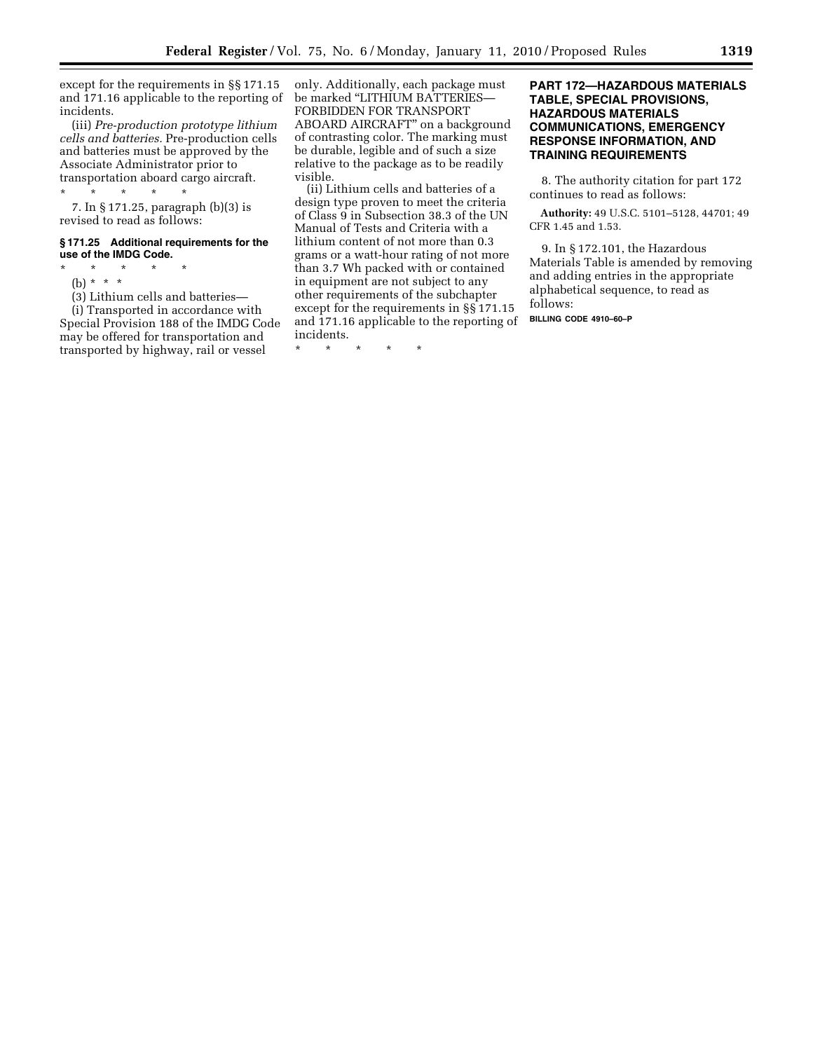except for the requirements in §§ 171.15 and 171.16 applicable to the reporting of incidents.

(iii) *Pre-production prototype lithium cells and batteries.* Pre-production cells and batteries must be approved by the Associate Administrator prior to transportation aboard cargo aircraft.

\* \* \* \* \*

7. In § 171.25, paragraph (b)(3) is revised to read as follows:

**§ 171.25 Additional requirements for the use of the IMDG Code.**

\* \* \* \* \*

(b) \* \* \*

(3) Lithium cells and batteries—

(i) Transported in accordance with Special Provision 188 of the IMDG Code may be offered for transportation and transported by highway, rail or vessel only. Additionally, each package must be marked "LITHIUM BATTERIES—FORBIDDEN FOR TRANSPORT ABOARD AIRCRAFT" on a background of contrasting color. The marking must be durable, legible and of such a size relative to the package as to be readily visible.

(ii) Lithium cells and batteries of a design type proven to meet the criteria of Class 9 in Subsection 38.3 of the UN Manual of Tests and Criteria with a lithium content of not more than 0.3 grams or a watt-hour rating of not more than 3.7 Wh packed with or contained in equipment are not subject to any other requirements of the subchapter except for the requirements in §§ 171.15 and 171.16 applicable to the reporting of incidents.

\* \* \* \* \*

## PART 172—HAZARDOUS MATERIALS TABLE, SPECIAL PROVISIONS, HAZARDOUS MATERIALS COMMUNICATIONS, EMERGENCY RESPONSE INFORMATION, AND TRAINING REQUIREMENTS

8. The authority citation for part 172 continues to read as follows:

**Authority:** 49 U.S.C. 5101–5128, 44701; 49 CFR 1.45 and 1.53.

9. In § 172.101, the Hazardous Materials Table is amended by removing and adding entries in the appropriate alphabetical sequence, to read as follows:

BILLING CODE 4910–60–P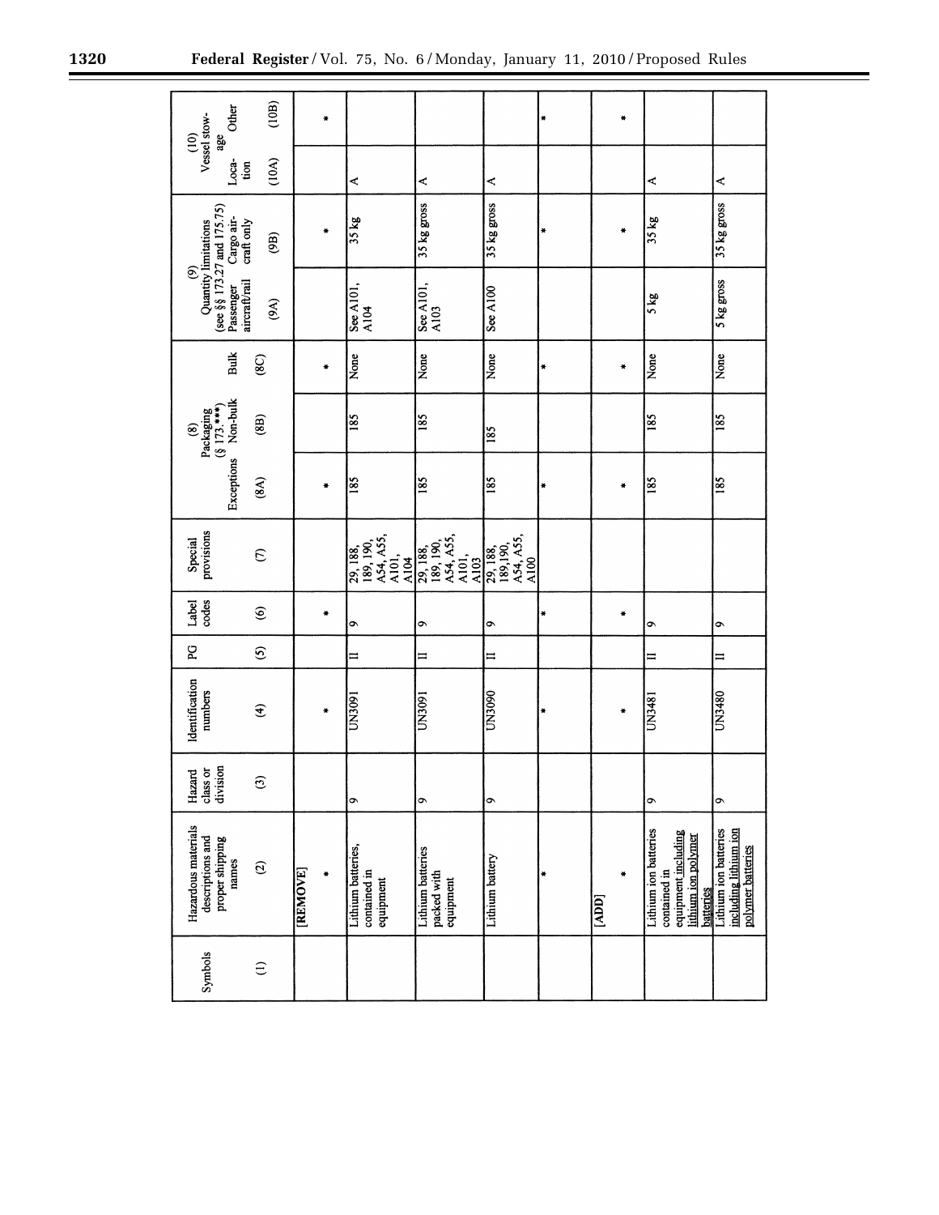| Symbols | Hazardous materials descriptions and proper shipping names | Hazard class or division | Identification numbers | PG | Label codes | Special provisions | (8) Packaging (§ 173.***) | | | (9) Quantity limitations (see §§ 173.27 and 175.75) | | (10) Vessel stowage | |
|---|---|---|---|---|---|---|---|---|---|---|---|---|---|
| | | | | | | | Exceptions | Non-bulk | Bulk | Passenger aircraft/rail | Cargo aircraft only | Location | Other |
| (1) | (2) | (3) | (4) | (5) | (6) | (7) | (8A) | (8B) | (8C) | (9A) | (9B) | (10A) | (10B) |
| | [REMOVE] | | | | | | | | | | | | |
| | * | | * | | * | | * | | * | | * | | * |
| | Lithium batteries, contained in equipment | 9 | UN3091 | II | 9 | 29, 188, 189, 190, A54, A55, A101, A104 | 185 | 185 | None | See A101, A104 | 35 kg | A | |
| | Lithium batteries packed with equipment | 9 | UN3091 | II | 9 | 29, 188, 189, 190, A54, A55, A101, A103 | 185 | 185 | None | See A101, A103 | 35 kg gross | A | |
| | Lithium battery | 9 | UN3090 | II | 9 | 29, 188, 189,190, A54, A55, A100 | 185 | 185 | None | See A100 | 35 kg gross | A | |
| | * | | * | | * | | * | | * | | * | | * |
| | [ADD] | | | | | | | | | | | | |
| | * | | * | | * | | * | | * | | * | | * |
| | Lithium ion batteries contained in equipment including lithium ion polymer batteries | 9 | UN3481 | II | 9 | | 185 | 185 | None | 5 kg | 35 kg | A | |
| | Lithium ion batteries including lithium ion polymer batteries | 9 | UN3480 | II | 9 | | 185 | 185 | None | 5 kg gross | 35 kg gross | A | |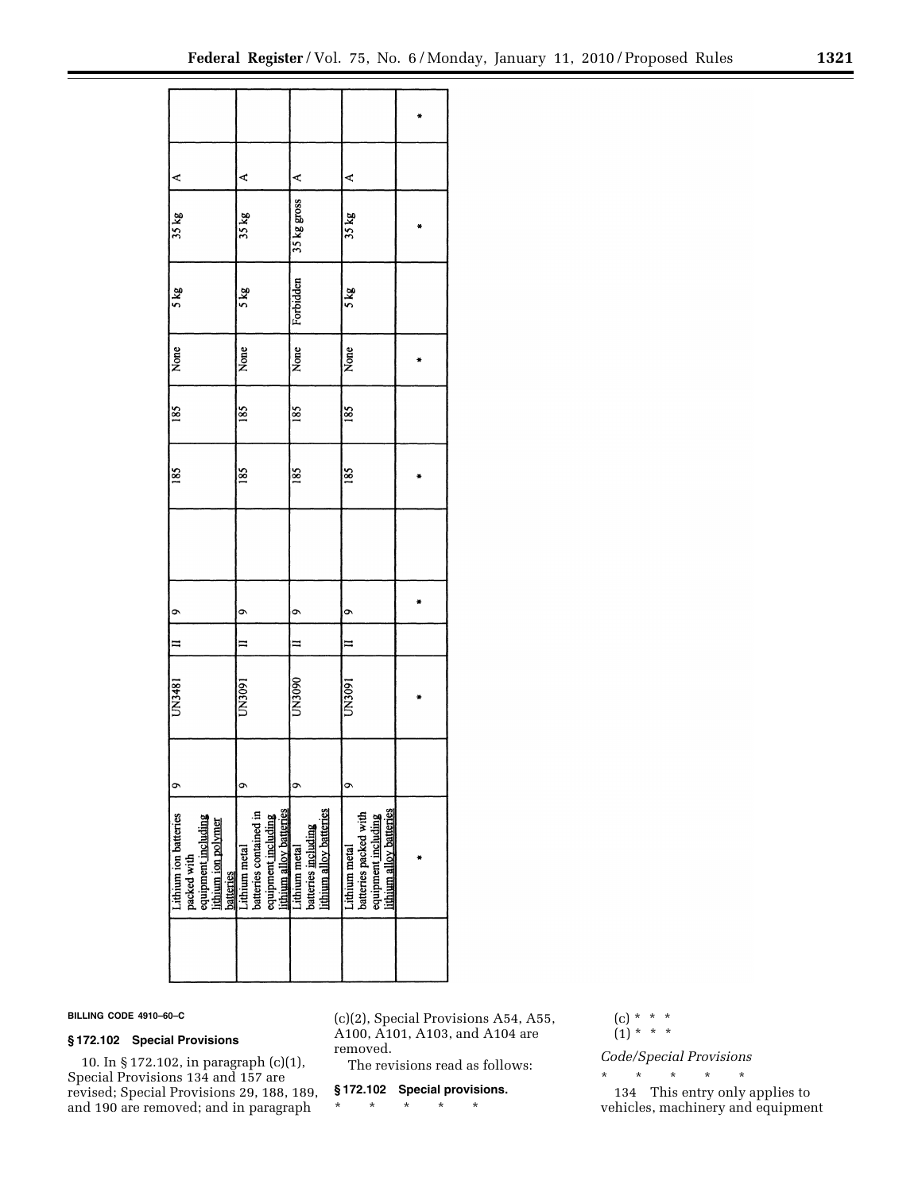| | | | | | | | | | | | |
|---|---|---|---|---|---|---|---|---|---|---|---|
| | Lithium ion batteries packed with equipment including lithium ion polymer batteries | 9 | UN3481 | II | 9 | | 185 | 185 | None | 5 kg | 35 kg | A | |
| | Lithium metal batteries contained in equipment including lithium alloy batteries | 9 | UN3091 | II | 9 | | 185 | 185 | None | 5 kg | 35 kg | A | |
| | Lithium metal batteries including lithium alloy batteries | 9 | UN3090 | II | 9 | | 185 | 185 | None | Forbidden | 35 kg gross | A | |
| | Lithium metal batteries packed with equipment including lithium alloy batteries | 9 | UN3091 | II | 9 | | 185 | 185 | None | 5 kg | 35 kg | A | |
| | * | | * | | * | | * | | * | | * | | * |

BILLING CODE 4910–60–C

### § 172.102 Special Provisions

10. In § 172.102, in paragraph (c)(1), Special Provisions 134 and 157 are revised; Special Provisions 29, 188, 189, and 190 are removed; and in paragraph (c)(2), Special Provisions A54, A55, A100, A101, A103, and A104 are removed.

The revisions read as follows:

### § 172.102 Special provisions.

\* \* \* \* \*

(c) * * *

(1) * * *

*Code/Special Provisions*

\* \* \* \* \*

134 This entry only applies to vehicles, machinery and equipment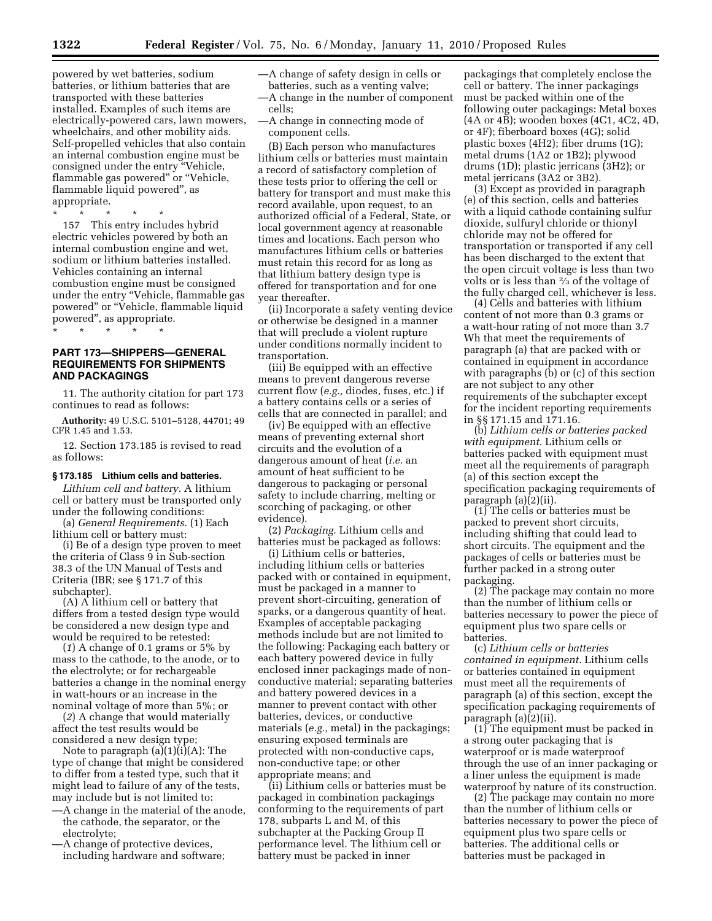powered by wet batteries, sodium batteries, or lithium batteries that are transported with these batteries installed. Examples of such items are electrically-powered cars, lawn mowers, wheelchairs, and other mobility aids. Self-propelled vehicles that also contain an internal combustion engine must be consigned under the entry "Vehicle, flammable gas powered" or "Vehicle, flammable liquid powered", as appropriate.

\* \* \* \* \*

157 This entry includes hybrid electric vehicles powered by both an internal combustion engine and wet, sodium or lithium batteries installed. Vehicles containing an internal combustion engine must be consigned under the entry "Vehicle, flammable gas powered" or "Vehicle, flammable liquid powered", as appropriate.

\* \* \* \* \*

## PART 173—SHIPPERS—GENERAL REQUIREMENTS FOR SHIPMENTS AND PACKAGINGS

11. The authority citation for part 173 continues to read as follows:

**Authority:** 49 U.S.C. 5101–5128, 44701; 49 CFR 1.45 and 1.53.

12. Section 173.185 is revised to read as follows:

### § 173.185 Lithium cells and batteries.

*Lithium cell and battery.* A lithium cell or battery must be transported only under the following conditions:

(a) *General Requirements.* (1) Each lithium cell or battery must:

(i) Be of a design type proven to meet the criteria of Class 9 in Sub-section 38.3 of the UN Manual of Tests and Criteria (IBR; see § 171.7 of this subchapter).

(A) A lithium cell or battery that differs from a tested design type would be considered a new design type and would be required to be retested:

(*1*) A change of 0.1 grams or 5% by mass to the cathode, to the anode, or to the electrolyte; or for rechargeable batteries a change in the nominal energy in watt-hours or an increase in the nominal voltage of more than 5%; or

(*2*) A change that would materially affect the test results would be considered a new design type;

Note to paragraph (a)(1)(i)(A): The type of change that might be considered to differ from a tested type, such that it might lead to failure of any of the tests, may include but is not limited to:

—A change in the material of the anode, the cathode, the separator, or the electrolyte;

—A change of protective devices, including hardware and software;

—A change of safety design in cells or batteries, such as a venting valve;

—A change in the number of component cells;

—A change in connecting mode of component cells.

(B) Each person who manufactures lithium cells or batteries must maintain a record of satisfactory completion of these tests prior to offering the cell or battery for transport and must make this record available, upon request, to an authorized official of a Federal, State, or local government agency at reasonable times and locations. Each person who manufactures lithium cells or batteries must retain this record for as long as that lithium battery design type is offered for transportation and for one year thereafter.

(ii) Incorporate a safety venting device or otherwise be designed in a manner that will preclude a violent rupture under conditions normally incident to transportation.

(iii) Be equipped with an effective means to prevent dangerous reverse current flow (*e.g.,* diodes, fuses, etc.) if a battery contains cells or a series of cells that are connected in parallel; and

(iv) Be equipped with an effective means of preventing external short circuits and the evolution of a dangerous amount of heat (*i.e.* an amount of heat sufficient to be dangerous to packaging or personal safety to include charring, melting or scorching of packaging, or other evidence).

(2) *Packaging.* Lithium cells and batteries must be packaged as follows:

(i) Lithium cells or batteries, including lithium cells or batteries packed with or contained in equipment, must be packaged in a manner to prevent short-circuiting, generation of sparks, or a dangerous quantity of heat. Examples of acceptable packaging methods include but are not limited to the following: Packaging each battery or each battery powered device in fully enclosed inner packagings made of non-conductive material; separating batteries and battery powered devices in a manner to prevent contact with other batteries, devices, or conductive materials (*e.g.,* metal) in the packagings; ensuring exposed terminals are protected with non-conductive caps, non-conductive tape; or other appropriate means; and

(ii) Lithium cells or batteries must be packaged in combination packagings conforming to the requirements of part 178, subparts L and M, of this subchapter at the Packing Group II performance level. The lithium cell or battery must be packed in inner packagings that completely enclose the cell or battery. The inner packagings must be packed within one of the following outer packagings: Metal boxes (4A or 4B); wooden boxes (4C1, 4C2, 4D, or 4F); fiberboard boxes (4G); solid plastic boxes (4H2); fiber drums (1G); metal drums (1A2 or 1B2); plywood drums (1D); plastic jerricans (3H2); or metal jerricans (3A2 or 3B2).

(3) Except as provided in paragraph (e) of this section, cells and batteries with a liquid cathode containing sulfur dioxide, sulfuryl chloride or thionyl chloride may not be offered for transportation or transported if any cell has been discharged to the extent that the open circuit voltage is less than two volts or is less than ⅔ of the voltage of the fully charged cell, whichever is less.

(4) Cells and batteries with lithium content of not more than 0.3 grams or a watt-hour rating of not more than 3.7 Wh that meet the requirements of paragraph (a) that are packed with or contained in equipment in accordance with paragraphs (b) or (c) of this section are not subject to any other requirements of the subchapter except for the incident reporting requirements in §§ 171.15 and 171.16.

(b) *Lithium cells or batteries packed with equipment.* Lithium cells or batteries packed with equipment must meet all the requirements of paragraph (a) of this section except the specification packaging requirements of paragraph (a)(2)(ii).

(1) The cells or batteries must be packed to prevent short circuits, including shifting that could lead to short circuits. The equipment and the packages of cells or batteries must be further packed in a strong outer packaging.

(2) The package may contain no more than the number of lithium cells or batteries necessary to power the piece of equipment plus two spare cells or batteries.

(c) *Lithium cells or batteries contained in equipment.* Lithium cells or batteries contained in equipment must meet all the requirements of paragraph (a) of this section, except the specification packaging requirements of paragraph (a)(2)(ii).

(1) The equipment must be packed in a strong outer packaging that is waterproof or is made waterproof through the use of an inner packaging or a liner unless the equipment is made waterproof by nature of its construction.

(2) The package may contain no more than the number of lithium cells or batteries necessary to power the piece of equipment plus two spare cells or batteries. The additional cells or batteries must be packaged in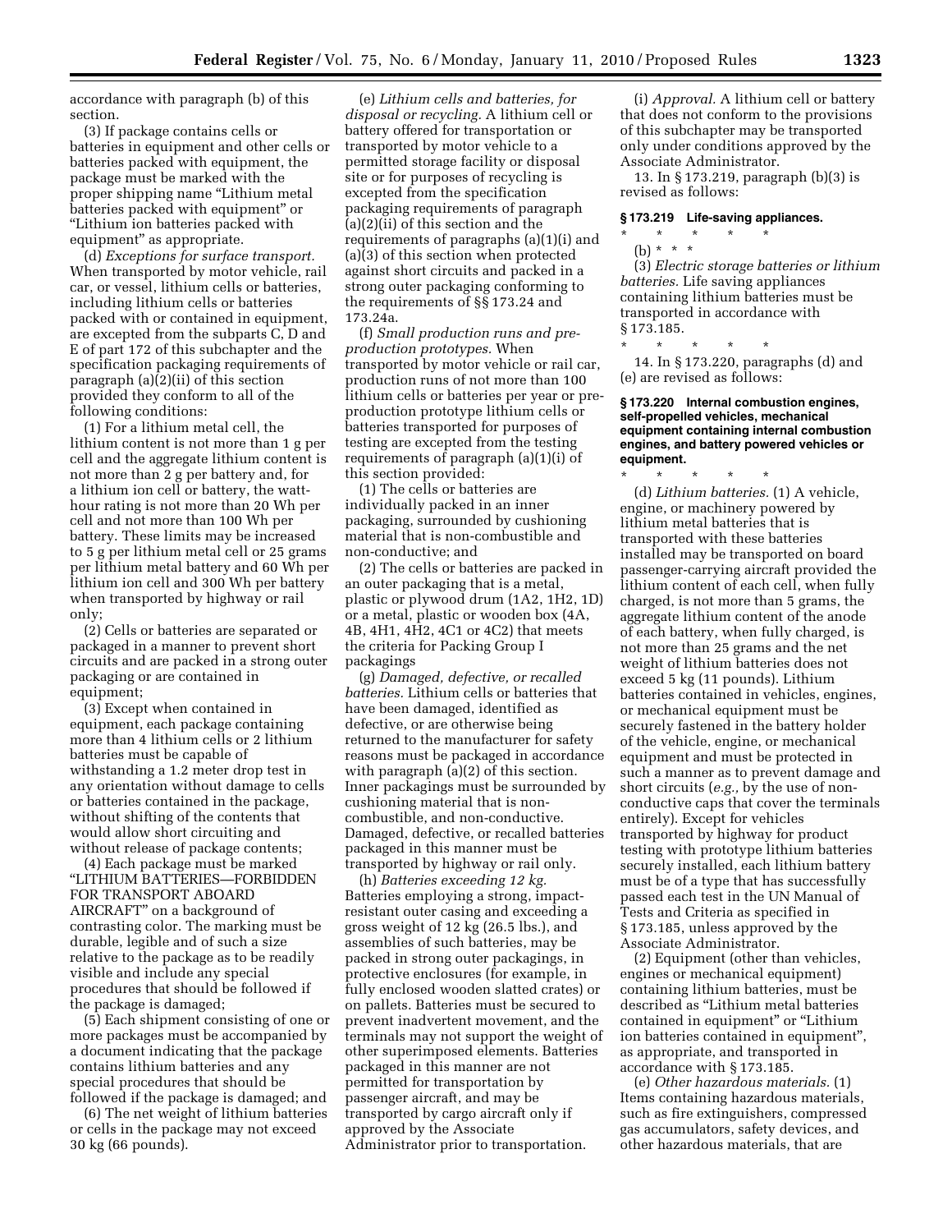accordance with paragraph (b) of this section.

(3) If package contains cells or batteries in equipment and other cells or batteries packed with equipment, the package must be marked with the proper shipping name "Lithium metal batteries packed with equipment" or "Lithium ion batteries packed with equipment" as appropriate.

(d) *Exceptions for surface transport.* When transported by motor vehicle, rail car, or vessel, lithium cells or batteries, including lithium cells or batteries packed with or contained in equipment, are excepted from the subparts C, D and E of part 172 of this subchapter and the specification packaging requirements of paragraph (a)(2)(ii) of this section provided they conform to all of the following conditions:

(1) For a lithium metal cell, the lithium content is not more than 1 g per cell and the aggregate lithium content is not more than 2 g per battery and, for a lithium ion cell or battery, the watt-hour rating is not more than 20 Wh per cell and not more than 100 Wh per battery. These limits may be increased to 5 g per lithium metal cell or 25 grams per lithium metal battery and 60 Wh per lithium ion cell and 300 Wh per battery when transported by highway or rail only;

(2) Cells or batteries are separated or packaged in a manner to prevent short circuits and are packed in a strong outer packaging or are contained in equipment;

(3) Except when contained in equipment, each package containing more than 4 lithium cells or 2 lithium batteries must be capable of withstanding a 1.2 meter drop test in any orientation without damage to cells or batteries contained in the package, without shifting of the contents that would allow short circuiting and without release of package contents;

(4) Each package must be marked "LITHIUM BATTERIES—FORBIDDEN FOR TRANSPORT ABOARD AIRCRAFT" on a background of contrasting color. The marking must be durable, legible and of such a size relative to the package as to be readily visible and include any special procedures that should be followed if the package is damaged;

(5) Each shipment consisting of one or more packages must be accompanied by a document indicating that the package contains lithium batteries and any special procedures that should be followed if the package is damaged; and

(6) The net weight of lithium batteries or cells in the package may not exceed 30 kg (66 pounds).

(e) *Lithium cells and batteries, for disposal or recycling.* A lithium cell or battery offered for transportation or transported by motor vehicle to a permitted storage facility or disposal site or for purposes of recycling is excepted from the specification packaging requirements of paragraph (a)(2)(ii) of this section and the requirements of paragraphs (a)(1)(i) and (a)(3) of this section when protected against short circuits and packed in a strong outer packaging conforming to the requirements of §§ 173.24 and 173.24a.

(f) *Small production runs and pre-production prototypes.* When transported by motor vehicle or rail car, production runs of not more than 100 lithium cells or batteries per year or pre-production prototype lithium cells or batteries transported for purposes of testing are excepted from the testing requirements of paragraph (a)(1)(i) of this section provided:

(1) The cells or batteries are individually packed in an inner packaging, surrounded by cushioning material that is non-combustible and non-conductive; and

(2) The cells or batteries are packed in an outer packaging that is a metal, plastic or plywood drum (1A2, 1H2, 1D) or a metal, plastic or wooden box (4A, 4B, 4H1, 4H2, 4C1 or 4C2) that meets the criteria for Packing Group I packagings

(g) *Damaged, defective, or recalled batteries.* Lithium cells or batteries that have been damaged, identified as defective, or are otherwise being returned to the manufacturer for safety reasons must be packaged in accordance with paragraph (a)(2) of this section. Inner packagings must be surrounded by cushioning material that is non-combustible, and non-conductive. Damaged, defective, or recalled batteries packaged in this manner must be transported by highway or rail only.

(h) *Batteries exceeding 12 kg.* Batteries employing a strong, impact-resistant outer casing and exceeding a gross weight of 12 kg (26.5 lbs.), and assemblies of such batteries, may be packed in strong outer packagings, in protective enclosures (for example, in fully enclosed wooden slatted crates) or on pallets. Batteries must be secured to prevent inadvertent movement, and the terminals may not support the weight of other superimposed elements. Batteries packaged in this manner are not permitted for transportation by passenger aircraft, and may be transported by cargo aircraft only if approved by the Associate Administrator prior to transportation.

(i) *Approval.* A lithium cell or battery that does not conform to the provisions of this subchapter may be transported only under conditions approved by the Associate Administrator.

13. In § 173.219, paragraph (b)(3) is revised as follows:

### § 173.219 Life-saving appliances.

\* \* \* \* \*

(b) \* \* \*

(3) *Electric storage batteries or lithium batteries.* Life saving appliances containing lithium batteries must be transported in accordance with § 173.185.

\* \* \* \* \*

14. In § 173.220, paragraphs (d) and (e) are revised as follows:

### § 173.220 Internal combustion engines, self-propelled vehicles, mechanical equipment containing internal combustion engines, and battery powered vehicles or equipment.

\* \* \* \* \*

(d) *Lithium batteries.* (1) A vehicle, engine, or machinery powered by lithium metal batteries that is transported with these batteries installed may be transported on board passenger-carrying aircraft provided the lithium content of each cell, when fully charged, is not more than 5 grams, the aggregate lithium content of the anode of each battery, when fully charged, is not more than 25 grams and the net weight of lithium batteries does not exceed 5 kg (11 pounds). Lithium batteries contained in vehicles, engines, or mechanical equipment must be securely fastened in the battery holder of the vehicle, engine, or mechanical equipment and must be protected in such a manner as to prevent damage and short circuits (*e.g.,* by the use of non-conductive caps that cover the terminals entirely). Except for vehicles transported by highway for product testing with prototype lithium batteries securely installed, each lithium battery must be of a type that has successfully passed each test in the UN Manual of Tests and Criteria as specified in § 173.185, unless approved by the Associate Administrator.

(2) Equipment (other than vehicles, engines or mechanical equipment) containing lithium batteries, must be described as "Lithium metal batteries contained in equipment" or "Lithium ion batteries contained in equipment", as appropriate, and transported in accordance with § 173.185.

(e) *Other hazardous materials.* (1) Items containing hazardous materials, such as fire extinguishers, compressed gas accumulators, safety devices, and other hazardous materials, that are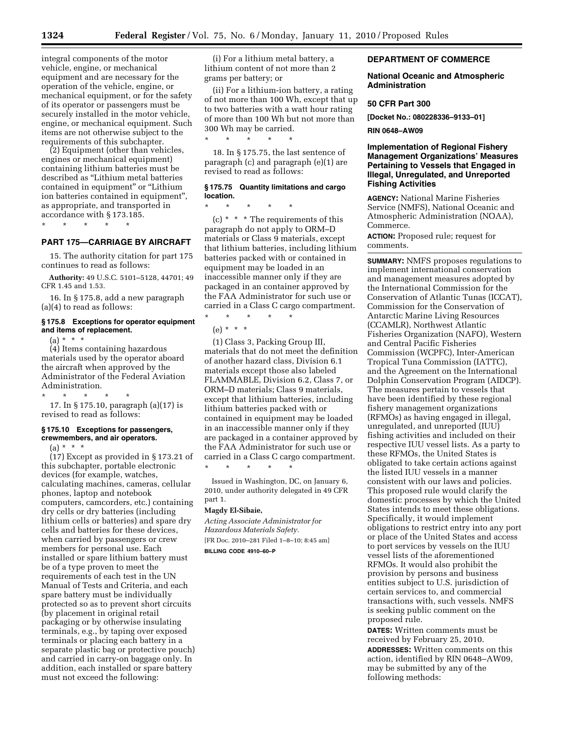integral components of the motor vehicle, engine, or mechanical equipment and are necessary for the operation of the vehicle, engine, or mechanical equipment, or for the safety of its operator or passengers must be securely installed in the motor vehicle, engine, or mechanical equipment. Such items are not otherwise subject to the requirements of this subchapter.

(2) Equipment (other than vehicles, engines or mechanical equipment) containing lithium batteries must be described as "Lithium metal batteries contained in equipment" or "Lithium ion batteries contained in equipment", as appropriate, and transported in accordance with § 173.185.

\* \* \* \* \*

## PART 175—CARRIAGE BY AIRCRAFT

15. The authority citation for part 175 continues to read as follows:

**Authority:** 49 U.S.C. 5101–5128, 44701; 49 CFR 1.45 and 1.53.

16. In § 175.8, add a new paragraph (a)(4) to read as follows:

### § 175.8 Exceptions for operator equipment and items of replacement.

(a) \* \* \*

(4) Items containing hazardous materials used by the operator aboard the aircraft when approved by the Administrator of the Federal Aviation Administration.

\* \* \* \* \*

17. In § 175.10, paragraph (a)(17) is revised to read as follows:

### § 175.10 Exceptions for passengers, crewmembers, and air operators.

(a) \* \* \*

(17) Except as provided in § 173.21 of this subchapter, portable electronic devices (for example, watches, calculating machines, cameras, cellular phones, laptop and notebook computers, camcorders, etc.) containing dry cells or dry batteries (including lithium cells or batteries) and spare dry cells and batteries for these devices, when carried by passengers or crew members for personal use. Each installed or spare lithium battery must be of a type proven to meet the requirements of each test in the UN Manual of Tests and Criteria, and each spare battery must be individually protected so as to prevent short circuits (by placement in original retail packaging or by otherwise insulating terminals, e.g., by taping over exposed terminals or placing each battery in a separate plastic bag or protective pouch) and carried in carry-on baggage only. In addition, each installed or spare battery must not exceed the following:

(i) For a lithium metal battery, a lithium content of not more than 2 grams per battery; or

(ii) For a lithium-ion battery, a rating of not more than 100 Wh, except that up to two batteries with a watt hour rating of more than 100 Wh but not more than 300 Wh may be carried.

\* \* \* \* \*

18. In § 175.75, the last sentence of paragraph (c) and paragraph (e)(1) are revised to read as follows:

### § 175.75 Quantity limitations and cargo location.

\* \* \* \* \*

(c) \* \* \* The requirements of this paragraph do not apply to ORM–D materials or Class 9 materials, except that lithium batteries, including lithium batteries packed with or contained in equipment may be loaded in an inaccessible manner only if they are packaged in an container approved by the FAA Administrator for such use or carried in a Class C cargo compartment.

\* \* \* \* \*

(e) \* \* \*

(1) Class 3, Packing Group III, materials that do not meet the definition of another hazard class, Division 6.1 materials except those also labeled FLAMMABLE, Division 6.2, Class 7, or ORM–D materials; Class 9 materials, except that lithium batteries, including lithium batteries packed with or contained in equipment may be loaded in an inaccessible manner only if they are packaged in a container approved by the FAA Administrator for such use or carried in a Class C cargo compartment.

\* \* \* \* \*

Issued in Washington, DC, on January 6, 2010, under authority delegated in 49 CFR part 1.

**Magdy El-Sibaie,**

*Acting Associate Administrator for Hazardous Materials Safety.*

[FR Doc. 2010–281 Filed 1–8–10; 8:45 am]

**BILLING CODE 4910–60–P**

## DEPARTMENT OF COMMERCE

## National Oceanic and Atmospheric Administration

## 50 CFR Part 300

**[Docket No.: 080228336–9133–01]**

**RIN 0648–AW09**

## Implementation of Regional Fishery Management Organizations' Measures Pertaining to Vessels that Engaged in Illegal, Unregulated, and Unreported Fishing Activities

**AGENCY:** National Marine Fisheries Service (NMFS), National Oceanic and Atmospheric Administration (NOAA), Commerce.

**ACTION:** Proposed rule; request for comments.

**SUMMARY:** NMFS proposes regulations to implement international conservation and management measures adopted by the International Commission for the Conservation of Atlantic Tunas (ICCAT), Commission for the Conservation of Antarctic Marine Living Resources (CCAMLR), Northwest Atlantic Fisheries Organization (NAFO), Western and Central Pacific Fisheries Commission (WCPFC), Inter-American Tropical Tuna Commission (IATTC), and the Agreement on the International Dolphin Conservation Program (AIDCP). The measures pertain to vessels that have been identified by these regional fishery management organizations (RFMOs) as having engaged in illegal, unregulated, and unreported (IUU) fishing activities and included on their respective IUU vessel lists. As a party to these RFMOs, the United States is obligated to take certain actions against the listed IUU vessels in a manner consistent with our laws and policies. This proposed rule would clarify the domestic processes by which the United States intends to meet these obligations. Specifically, it would implement obligations to restrict entry into any port or place of the United States and access to port services by vessels on the IUU vessel lists of the aforementioned RFMOs. It would also prohibit the provision by persons and business entities subject to U.S. jurisdiction of certain services to, and commercial transactions with, such vessels. NMFS is seeking public comment on the proposed rule.

**DATES:** Written comments must be received by February 25, 2010.

**ADDRESSES:** Written comments on this action, identified by RIN 0648–AW09, may be submitted by any of the following methods: